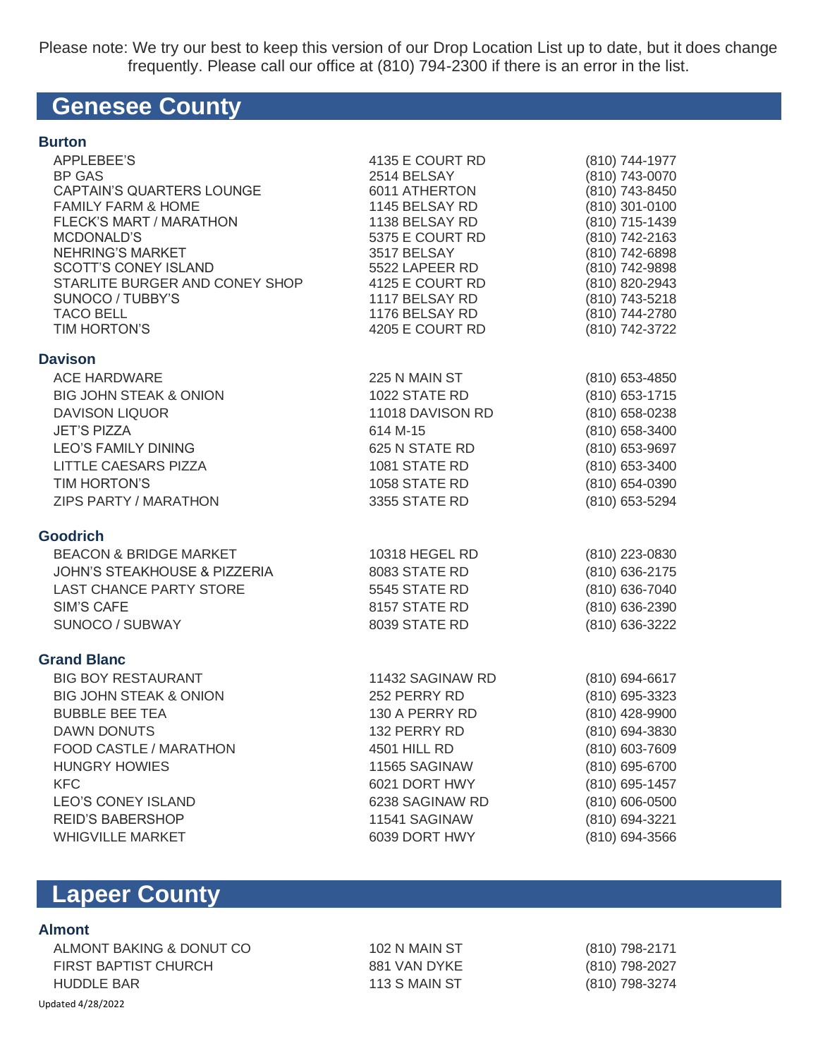Please note: We try our best to keep this version of our Drop Location List up to date, but it does change frequently. Please call our office at (810) 794-2300 if there is an error in the list.

# Genesee County

## Burton

| | | |
|---|---|---|
| APPLEBEE'S | 4135 E COURT RD | (810) 744-1977 |
| BP GAS | 2514 BELSAY | (810) 743-0070 |
| CAPTAIN'S QUARTERS LOUNGE | 6011 ATHERTON | (810) 743-8450 |
| FAMILY FARM & HOME | 1145 BELSAY RD | (810) 301-0100 |
| FLECK'S MART / MARATHON | 1138 BELSAY RD | (810) 715-1439 |
| MCDONALD'S | 5375 E COURT RD | (810) 742-2163 |
| NEHRING'S MARKET | 3517 BELSAY | (810) 742-6898 |
| SCOTT'S CONEY ISLAND | 5522 LAPEER RD | (810) 742-9898 |
| STARLITE BURGER AND CONEY SHOP | 4125 E COURT RD | (810) 820-2943 |
| SUNOCO / TUBBY'S | 1117 BELSAY RD | (810) 743-5218 |
| TACO BELL | 1176 BELSAY RD | (810) 744-2780 |
| TIM HORTON'S | 4205 E COURT RD | (810) 742-3722 |

## Davison

| | | |
|---|---|---|
| ACE HARDWARE | 225 N MAIN ST | (810) 653-4850 |
| BIG JOHN STEAK & ONION | 1022 STATE RD | (810) 653-1715 |
| DAVISON LIQUOR | 11018 DAVISON RD | (810) 658-0238 |
| JET'S PIZZA | 614 M-15 | (810) 658-3400 |
| LEO'S FAMILY DINING | 625 N STATE RD | (810) 653-9697 |
| LITTLE CAESARS PIZZA | 1081 STATE RD | (810) 653-3400 |
| TIM HORTON'S | 1058 STATE RD | (810) 654-0390 |
| ZIPS PARTY / MARATHON | 3355 STATE RD | (810) 653-5294 |

## Goodrich

| | | |
|---|---|---|
| BEACON & BRIDGE MARKET | 10318 HEGEL RD | (810) 223-0830 |
| JOHN'S STEAKHOUSE & PIZZERIA | 8083 STATE RD | (810) 636-2175 |
| LAST CHANCE PARTY STORE | 5545 STATE RD | (810) 636-7040 |
| SIM'S CAFE | 8157 STATE RD | (810) 636-2390 |
| SUNOCO / SUBWAY | 8039 STATE RD | (810) 636-3222 |

## Grand Blanc

| | | |
|---|---|---|
| BIG BOY RESTAURANT | 11432 SAGINAW RD | (810) 694-6617 |
| BIG JOHN STEAK & ONION | 252 PERRY RD | (810) 695-3323 |
| BUBBLE BEE TEA | 130 A PERRY RD | (810) 428-9900 |
| DAWN DONUTS | 132 PERRY RD | (810) 694-3830 |
| FOOD CASTLE / MARATHON | 4501 HILL RD | (810) 603-7609 |
| HUNGRY HOWIES | 11565 SAGINAW | (810) 695-6700 |
| KFC | 6021 DORT HWY | (810) 695-1457 |
| LEO'S CONEY ISLAND | 6238 SAGINAW RD | (810) 606-0500 |
| REID'S BABERSHOP | 11541 SAGINAW | (810) 694-3221 |
| WHIGVILLE MARKET | 6039 DORT HWY | (810) 694-3566 |

# Lapeer County

## Almont

| | | |
|---|---|---|
| ALMONT BAKING & DONUT CO | 102 N MAIN ST | (810) 798-2171 |
| FIRST BAPTIST CHURCH | 881 VAN DYKE | (810) 798-2027 |
| HUDDLE BAR | 113 S MAIN ST | (810) 798-3274 |

Updated 4/28/2022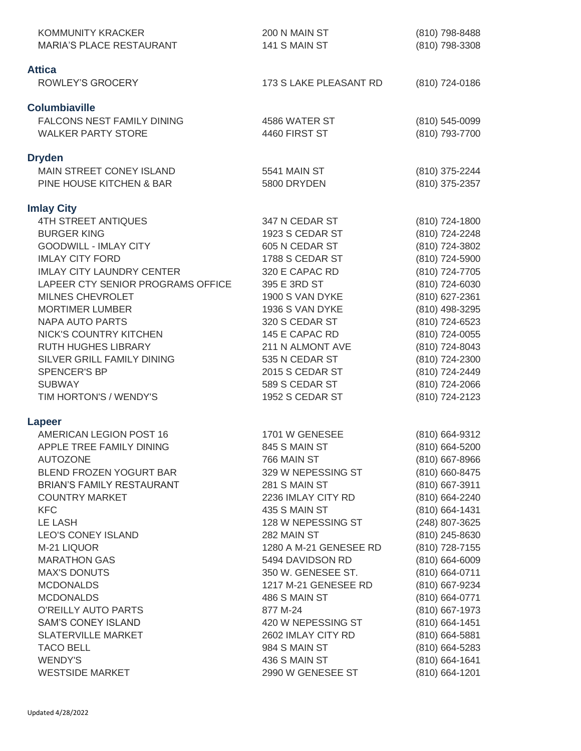| | | |
|---|---|---|
| KOMMUNITY KRACKER | 200 N MAIN ST | (810) 798-8488 |
| MARIA'S PLACE RESTAURANT | 141 S MAIN ST | (810) 798-3308 |

## Attica

| | | |
|---|---|---|
| ROWLEY'S GROCERY | 173 S LAKE PLEASANT RD | (810) 724-0186 |

## Columbiaville

| | | |
|---|---|---|
| FALCONS NEST FAMILY DINING | 4586 WATER ST | (810) 545-0099 |
| WALKER PARTY STORE | 4460 FIRST ST | (810) 793-7700 |

## Dryden

| | | |
|---|---|---|
| MAIN STREET CONEY ISLAND | 5541 MAIN ST | (810) 375-2244 |
| PINE HOUSE KITCHEN & BAR | 5800 DRYDEN | (810) 375-2357 |

## Imlay City

| | | |
|---|---|---|
| 4TH STREET ANTIQUES | 347 N CEDAR ST | (810) 724-1800 |
| BURGER KING | 1923 S CEDAR ST | (810) 724-2248 |
| GOODWILL - IMLAY CITY | 605 N CEDAR ST | (810) 724-3802 |
| IMLAY CITY FORD | 1788 S CEDAR ST | (810) 724-5900 |
| IMLAY CITY LAUNDRY CENTER | 320 E CAPAC RD | (810) 724-7705 |
| LAPEER CTY SENIOR PROGRAMS OFFICE | 395 E 3RD ST | (810) 724-6030 |
| MILNES CHEVROLET | 1900 S VAN DYKE | (810) 627-2361 |
| MORTIMER LUMBER | 1936 S VAN DYKE | (810) 498-3295 |
| NAPA AUTO PARTS | 320 S CEDAR ST | (810) 724-6523 |
| NICK'S COUNTRY KITCHEN | 145 E CAPAC RD | (810) 724-0055 |
| RUTH HUGHES LIBRARY | 211 N ALMONT AVE | (810) 724-8043 |
| SILVER GRILL FAMILY DINING | 535 N CEDAR ST | (810) 724-2300 |
| SPENCER'S BP | 2015 S CEDAR ST | (810) 724-2449 |
| SUBWAY | 589 S CEDAR ST | (810) 724-2066 |
| TIM HORTON'S / WENDY'S | 1952 S CEDAR ST | (810) 724-2123 |

## Lapeer

| | | |
|---|---|---|
| AMERICAN LEGION POST 16 | 1701 W GENESEE | (810) 664-9312 |
| APPLE TREE FAMILY DINING | 845 S MAIN ST | (810) 664-5200 |
| AUTOZONE | 766 MAIN ST | (810) 667-8966 |
| BLEND FROZEN YOGURT BAR | 329 W NEPESSING ST | (810) 660-8475 |
| BRIAN'S FAMILY RESTAURANT | 281 S MAIN ST | (810) 667-3911 |
| COUNTRY MARKET | 2236 IMLAY CITY RD | (810) 664-2240 |
| KFC | 435 S MAIN ST | (810) 664-1431 |
| LE LASH | 128 W NEPESSING ST | (248) 807-3625 |
| LEO'S CONEY ISLAND | 282 MAIN ST | (810) 245-8630 |
| M-21 LIQUOR | 1280 A M-21 GENESEE RD | (810) 728-7155 |
| MARATHON GAS | 5494 DAVIDSON RD | (810) 664-6009 |
| MAX'S DONUTS | 350 W. GENESEE ST. | (810) 664-0711 |
| MCDONALDS | 1217 M-21 GENESEE RD | (810) 667-9234 |
| MCDONALDS | 486 S MAIN ST | (810) 664-0771 |
| O'REILLY AUTO PARTS | 877 M-24 | (810) 667-1973 |
| SAM'S CONEY ISLAND | 420 W NEPESSING ST | (810) 664-1451 |
| SLATERVILLE MARKET | 2602 IMLAY CITY RD | (810) 664-5881 |
| TACO BELL | 984 S MAIN ST | (810) 664-5283 |
| WENDY'S | 436 S MAIN ST | (810) 664-1641 |
| WESTSIDE MARKET | 2990 W GENESEE ST | (810) 664-1201 |

Updated 4/28/2022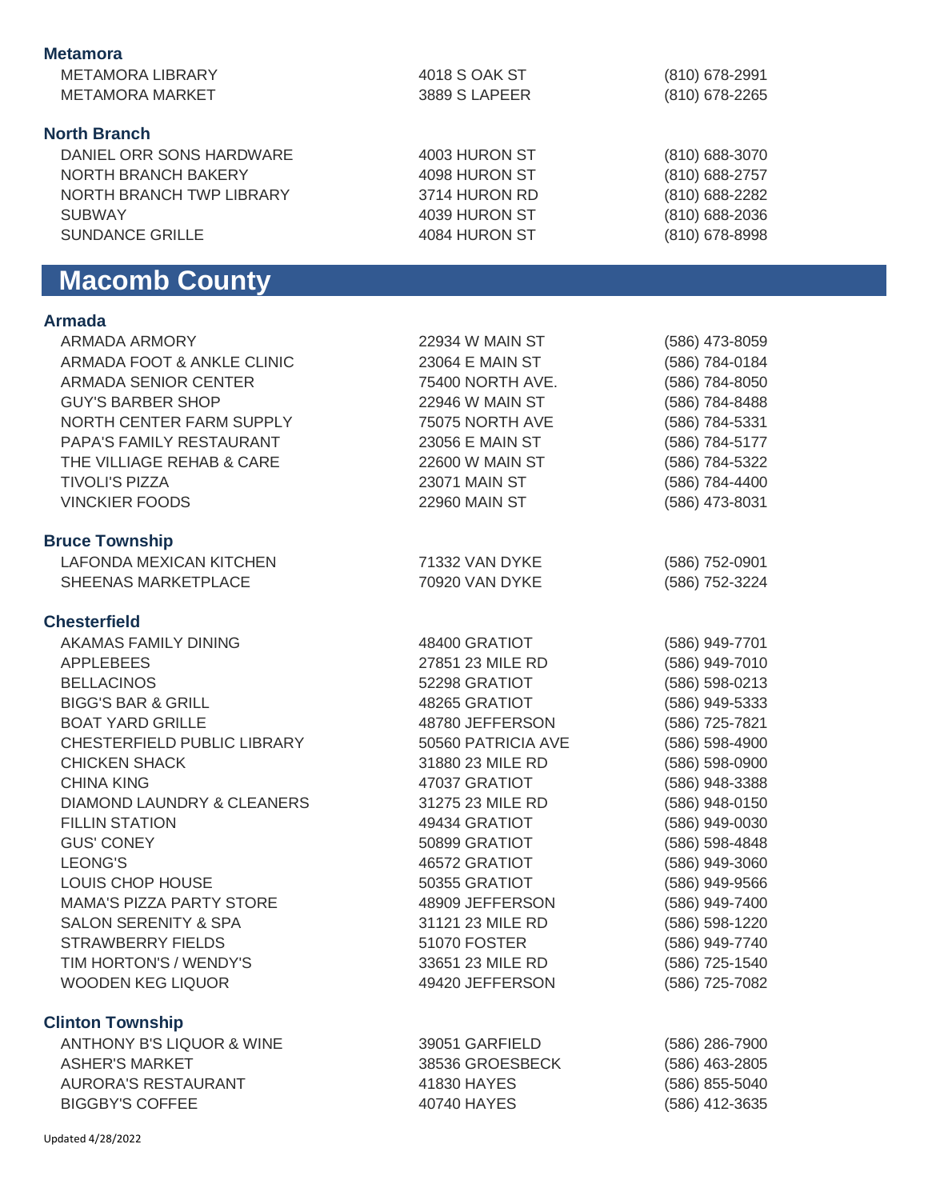### Metamora

| | | |
|---|---|---|
| METAMORA LIBRARY | 4018 S OAK ST | (810) 678-2991 |
| METAMORA MARKET | 3889 S LAPEER | (810) 678-2265 |

### North Branch

| | | |
|---|---|---|
| DANIEL ORR SONS HARDWARE | 4003 HURON ST | (810) 688-3070 |
| NORTH BRANCH BAKERY | 4098 HURON ST | (810) 688-2757 |
| NORTH BRANCH TWP LIBRARY | 3714 HURON RD | (810) 688-2282 |
| SUBWAY | 4039 HURON ST | (810) 688-2036 |
| SUNDANCE GRILLE | 4084 HURON ST | (810) 678-8998 |

## Macomb County

### Armada

| | | |
|---|---|---|
| ARMADA ARMORY | 22934 W MAIN ST | (586) 473-8059 |
| ARMADA FOOT & ANKLE CLINIC | 23064 E MAIN ST | (586) 784-0184 |
| ARMADA SENIOR CENTER | 75400 NORTH AVE. | (586) 784-8050 |
| GUY'S BARBER SHOP | 22946 W MAIN ST | (586) 784-8488 |
| NORTH CENTER FARM SUPPLY | 75075 NORTH AVE | (586) 784-5331 |
| PAPA'S FAMILY RESTAURANT | 23056 E MAIN ST | (586) 784-5177 |
| THE VILLIAGE REHAB & CARE | 22600 W MAIN ST | (586) 784-5322 |
| TIVOLI'S PIZZA | 23071 MAIN ST | (586) 784-4400 |
| VINCKIER FOODS | 22960 MAIN ST | (586) 473-8031 |

### Bruce Township

| | | |
|---|---|---|
| LAFONDA MEXICAN KITCHEN | 71332 VAN DYKE | (586) 752-0901 |
| SHEENAS MARKETPLACE | 70920 VAN DYKE | (586) 752-3224 |

### Chesterfield

| | | |
|---|---|---|
| AKAMAS FAMILY DINING | 48400 GRATIOT | (586) 949-7701 |
| APPLEBEES | 27851 23 MILE RD | (586) 949-7010 |
| BELLACINOS | 52298 GRATIOT | (586) 598-0213 |
| BIGG'S BAR & GRILL | 48265 GRATIOT | (586) 949-5333 |
| BOAT YARD GRILLE | 48780 JEFFERSON | (586) 725-7821 |
| CHESTERFIELD PUBLIC LIBRARY | 50560 PATRICIA AVE | (586) 598-4900 |
| CHICKEN SHACK | 31880 23 MILE RD | (586) 598-0900 |
| CHINA KING | 47037 GRATIOT | (586) 948-3388 |
| DIAMOND LAUNDRY & CLEANERS | 31275 23 MILE RD | (586) 948-0150 |
| FILLIN STATION | 49434 GRATIOT | (586) 949-0030 |
| GUS' CONEY | 50899 GRATIOT | (586) 598-4848 |
| LEONG'S | 46572 GRATIOT | (586) 949-3060 |
| LOUIS CHOP HOUSE | 50355 GRATIOT | (586) 949-9566 |
| MAMA'S PIZZA PARTY STORE | 48909 JEFFERSON | (586) 949-7400 |
| SALON SERENITY & SPA | 31121 23 MILE RD | (586) 598-1220 |
| STRAWBERRY FIELDS | 51070 FOSTER | (586) 949-7740 |
| TIM HORTON'S / WENDY'S | 33651 23 MILE RD | (586) 725-1540 |
| WOODEN KEG LIQUOR | 49420 JEFFERSON | (586) 725-7082 |

### Clinton Township

| | | |
|---|---|---|
| ANTHONY B'S LIQUOR & WINE | 39051 GARFIELD | (586) 286-7900 |
| ASHER'S MARKET | 38536 GROESBECK | (586) 463-2805 |
| AURORA'S RESTAURANT | 41830 HAYES | (586) 855-5040 |
| BIGGBY'S COFFEE | 40740 HAYES | (586) 412-3635 |

Updated 4/28/2022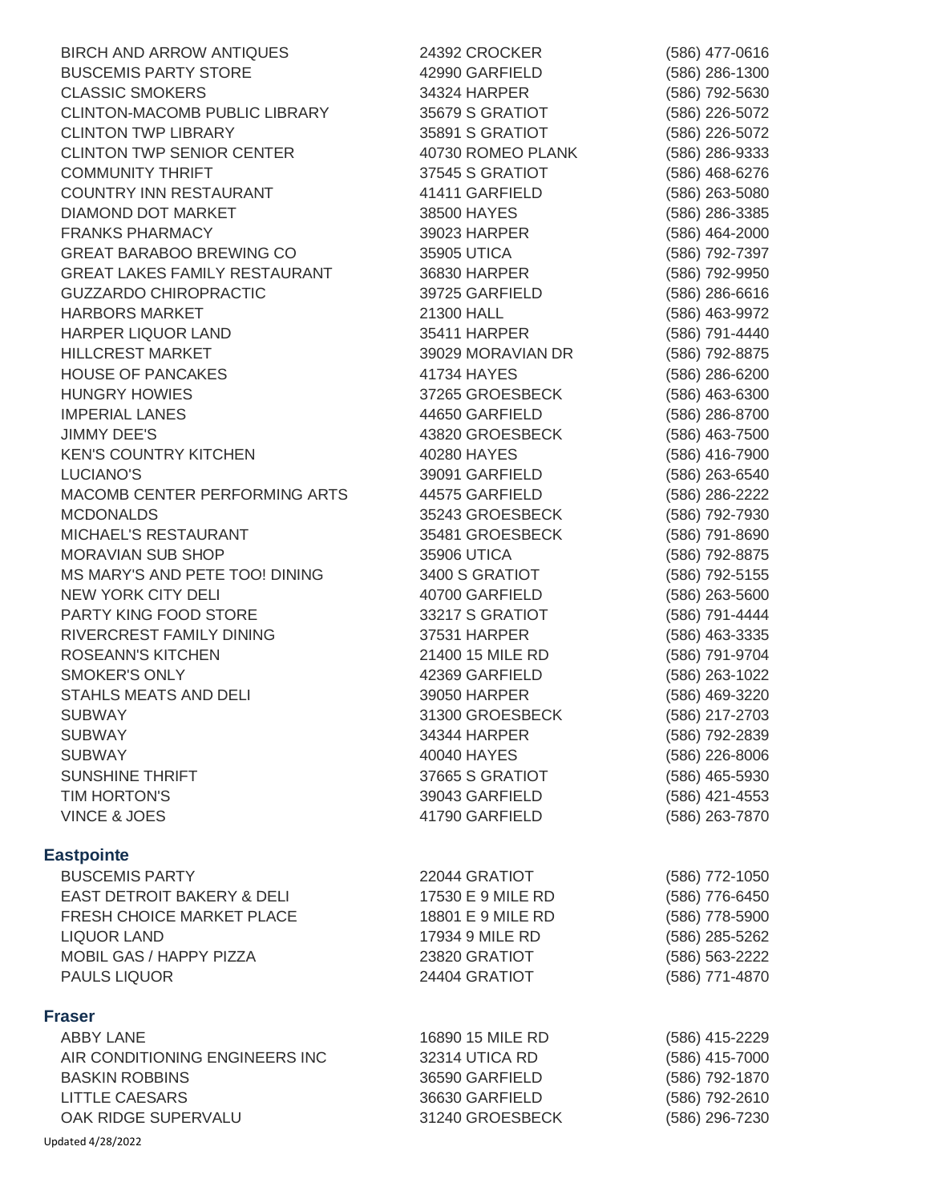| | | |
|---|---|---|
| BIRCH AND ARROW ANTIQUES | 24392 CROCKER | (586) 477-0616 |
| BUSCEMIS PARTY STORE | 42990 GARFIELD | (586) 286-1300 |
| CLASSIC SMOKERS | 34324 HARPER | (586) 792-5630 |
| CLINTON-MACOMB PUBLIC LIBRARY | 35679 S GRATIOT | (586) 226-5072 |
| CLINTON TWP LIBRARY | 35891 S GRATIOT | (586) 226-5072 |
| CLINTON TWP SENIOR CENTER | 40730 ROMEO PLANK | (586) 286-9333 |
| COMMUNITY THRIFT | 37545 S GRATIOT | (586) 468-6276 |
| COUNTRY INN RESTAURANT | 41411 GARFIELD | (586) 263-5080 |
| DIAMOND DOT MARKET | 38500 HAYES | (586) 286-3385 |
| FRANKS PHARMACY | 39023 HARPER | (586) 464-2000 |
| GREAT BARABOO BREWING CO | 35905 UTICA | (586) 792-7397 |
| GREAT LAKES FAMILY RESTAURANT | 36830 HARPER | (586) 792-9950 |
| GUZZARDO CHIROPRACTIC | 39725 GARFIELD | (586) 286-6616 |
| HARBORS MARKET | 21300 HALL | (586) 463-9972 |
| HARPER LIQUOR LAND | 35411 HARPER | (586) 791-4440 |
| HILLCREST MARKET | 39029 MORAVIAN DR | (586) 792-8875 |
| HOUSE OF PANCAKES | 41734 HAYES | (586) 286-6200 |
| HUNGRY HOWIES | 37265 GROESBECK | (586) 463-6300 |
| IMPERIAL LANES | 44650 GARFIELD | (586) 286-8700 |
| JIMMY DEE'S | 43820 GROESBECK | (586) 463-7500 |
| KEN'S COUNTRY KITCHEN | 40280 HAYES | (586) 416-7900 |
| LUCIANO'S | 39091 GARFIELD | (586) 263-6540 |
| MACOMB CENTER PERFORMING ARTS | 44575 GARFIELD | (586) 286-2222 |
| MCDONALDS | 35243 GROESBECK | (586) 792-7930 |
| MICHAEL'S RESTAURANT | 35481 GROESBECK | (586) 791-8690 |
| MORAVIAN SUB SHOP | 35906 UTICA | (586) 792-8875 |
| MS MARY'S AND PETE TOO! DINING | 3400 S GRATIOT | (586) 792-5155 |
| NEW YORK CITY DELI | 40700 GARFIELD | (586) 263-5600 |
| PARTY KING FOOD STORE | 33217 S GRATIOT | (586) 791-4444 |
| RIVERCREST FAMILY DINING | 37531 HARPER | (586) 463-3335 |
| ROSEANN'S KITCHEN | 21400 15 MILE RD | (586) 791-9704 |
| SMOKER'S ONLY | 42369 GARFIELD | (586) 263-1022 |
| STAHLS MEATS AND DELI | 39050 HARPER | (586) 469-3220 |
| SUBWAY | 31300 GROESBECK | (586) 217-2703 |
| SUBWAY | 34344 HARPER | (586) 792-2839 |
| SUBWAY | 40040 HAYES | (586) 226-8006 |
| SUNSHINE THRIFT | 37665 S GRATIOT | (586) 465-5930 |
| TIM HORTON'S | 39043 GARFIELD | (586) 421-4553 |
| VINCE & JOES | 41790 GARFIELD | (586) 263-7870 |

### Eastpointe

| | | |
|---|---|---|
| BUSCEMIS PARTY | 22044 GRATIOT | (586) 772-1050 |
| EAST DETROIT BAKERY & DELI | 17530 E 9 MILE RD | (586) 776-6450 |
| FRESH CHOICE MARKET PLACE | 18801 E 9 MILE RD | (586) 778-5900 |
| LIQUOR LAND | 17934 9 MILE RD | (586) 285-5262 |
| MOBIL GAS / HAPPY PIZZA | 23820 GRATIOT | (586) 563-2222 |
| PAULS LIQUOR | 24404 GRATIOT | (586) 771-4870 |

### Fraser

| | | |
|---|---|---|
| ABBY LANE | 16890 15 MILE RD | (586) 415-2229 |
| AIR CONDITIONING ENGINEERS INC | 32314 UTICA RD | (586) 415-7000 |
| BASKIN ROBBINS | 36590 GARFIELD | (586) 792-1870 |
| LITTLE CAESARS | 36630 GARFIELD | (586) 792-2610 |
| OAK RIDGE SUPERVALU | 31240 GROESBECK | (586) 296-7230 |

Updated 4/28/2022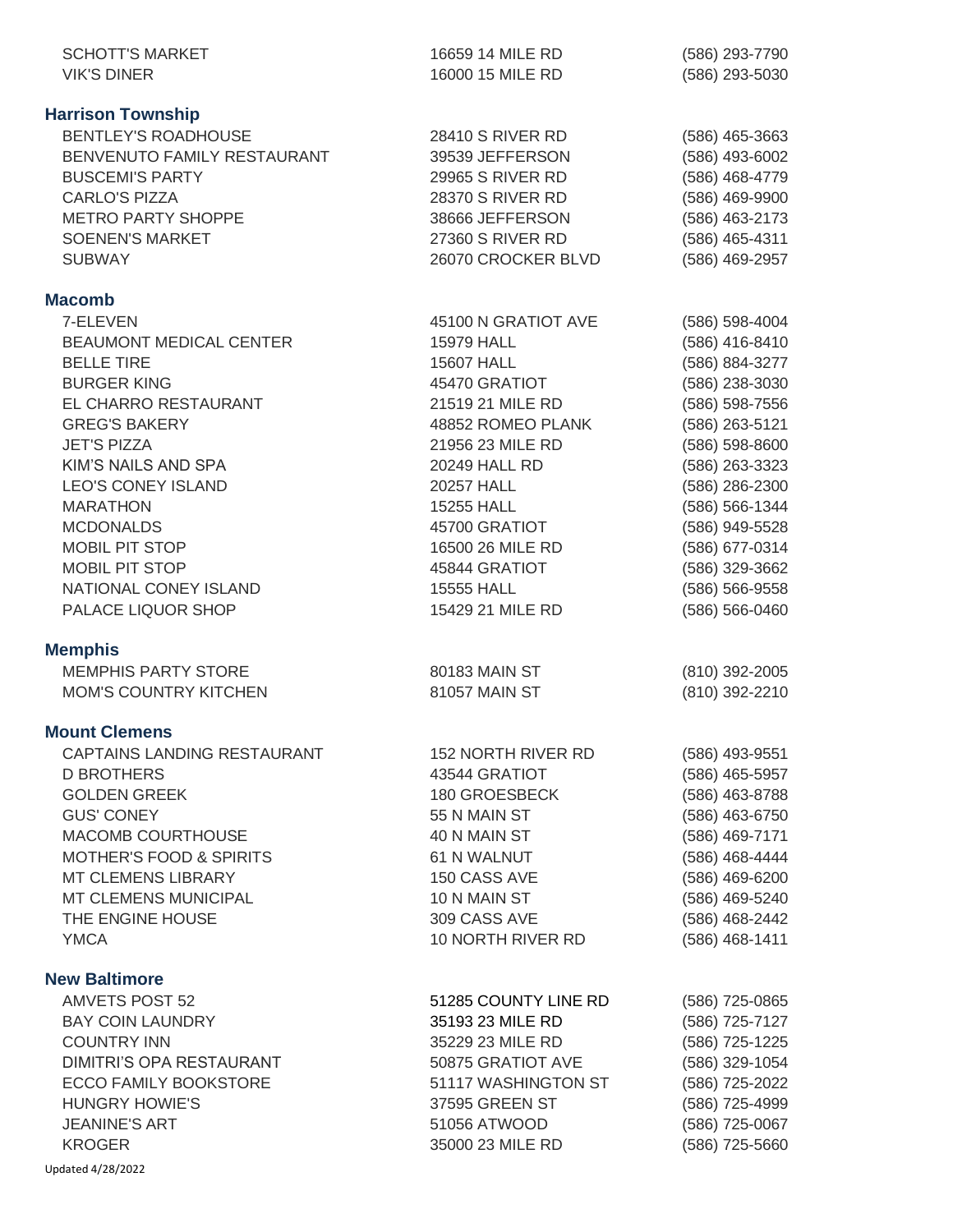| | | |
|---|---|---|
| SCHOTT'S MARKET | 16659 14 MILE RD | (586) 293-7790 |
| VIK'S DINER | 16000 15 MILE RD | (586) 293-5030 |

### Harrison Township

| | | |
|---|---|---|
| BENTLEY'S ROADHOUSE | 28410 S RIVER RD | (586) 465-3663 |
| BENVENUTO FAMILY RESTAURANT | 39539 JEFFERSON | (586) 493-6002 |
| BUSCEMI'S PARTY | 29965 S RIVER RD | (586) 468-4779 |
| CARLO'S PIZZA | 28370 S RIVER RD | (586) 469-9900 |
| METRO PARTY SHOPPE | 38666 JEFFERSON | (586) 463-2173 |
| SOENEN'S MARKET | 27360 S RIVER RD | (586) 465-4311 |
| SUBWAY | 26070 CROCKER BLVD | (586) 469-2957 |

### Macomb

| | | |
|---|---|---|
| 7-ELEVEN | 45100 N GRATIOT AVE | (586) 598-4004 |
| BEAUMONT MEDICAL CENTER | 15979 HALL | (586) 416-8410 |
| BELLE TIRE | 15607 HALL | (586) 884-3277 |
| BURGER KING | 45470 GRATIOT | (586) 238-3030 |
| EL CHARRO RESTAURANT | 21519 21 MILE RD | (586) 598-7556 |
| GREG'S BAKERY | 48852 ROMEO PLANK | (586) 263-5121 |
| JET'S PIZZA | 21956 23 MILE RD | (586) 598-8600 |
| KIM'S NAILS AND SPA | 20249 HALL RD | (586) 263-3323 |
| LEO'S CONEY ISLAND | 20257 HALL | (586) 286-2300 |
| MARATHON | 15255 HALL | (586) 566-1344 |
| MCDONALDS | 45700 GRATIOT | (586) 949-5528 |
| MOBIL PIT STOP | 16500 26 MILE RD | (586) 677-0314 |
| MOBIL PIT STOP | 45844 GRATIOT | (586) 329-3662 |
| NATIONAL CONEY ISLAND | 15555 HALL | (586) 566-9558 |
| PALACE LIQUOR SHOP | 15429 21 MILE RD | (586) 566-0460 |

### Memphis

| | | |
|---|---|---|
| MEMPHIS PARTY STORE | 80183 MAIN ST | (810) 392-2005 |
| MOM'S COUNTRY KITCHEN | 81057 MAIN ST | (810) 392-2210 |

### Mount Clemens

| | | |
|---|---|---|
| CAPTAINS LANDING RESTAURANT | 152 NORTH RIVER RD | (586) 493-9551 |
| D BROTHERS | 43544 GRATIOT | (586) 465-5957 |
| GOLDEN GREEK | 180 GROESBECK | (586) 463-8788 |
| GUS' CONEY | 55 N MAIN ST | (586) 463-6750 |
| MACOMB COURTHOUSE | 40 N MAIN ST | (586) 469-7171 |
| MOTHER'S FOOD & SPIRITS | 61 N WALNUT | (586) 468-4444 |
| MT CLEMENS LIBRARY | 150 CASS AVE | (586) 469-6200 |
| MT CLEMENS MUNICIPAL | 10 N MAIN ST | (586) 469-5240 |
| THE ENGINE HOUSE | 309 CASS AVE | (586) 468-2442 |
| YMCA | 10 NORTH RIVER RD | (586) 468-1411 |

### New Baltimore

| | | |
|---|---|---|
| AMVETS POST 52 | 51285 COUNTY LINE RD | (586) 725-0865 |
| BAY COIN LAUNDRY | 35193 23 MILE RD | (586) 725-7127 |
| COUNTRY INN | 35229 23 MILE RD | (586) 725-1225 |
| DIMITRI'S OPA RESTAURANT | 50875 GRATIOT AVE | (586) 329-1054 |
| ECCO FAMILY BOOKSTORE | 51117 WASHINGTON ST | (586) 725-2022 |
| HUNGRY HOWIE'S | 37595 GREEN ST | (586) 725-4999 |
| JEANINE'S ART | 51056 ATWOOD | (586) 725-0067 |
| KROGER | 35000 23 MILE RD | (586) 725-5660 |

Updated 4/28/2022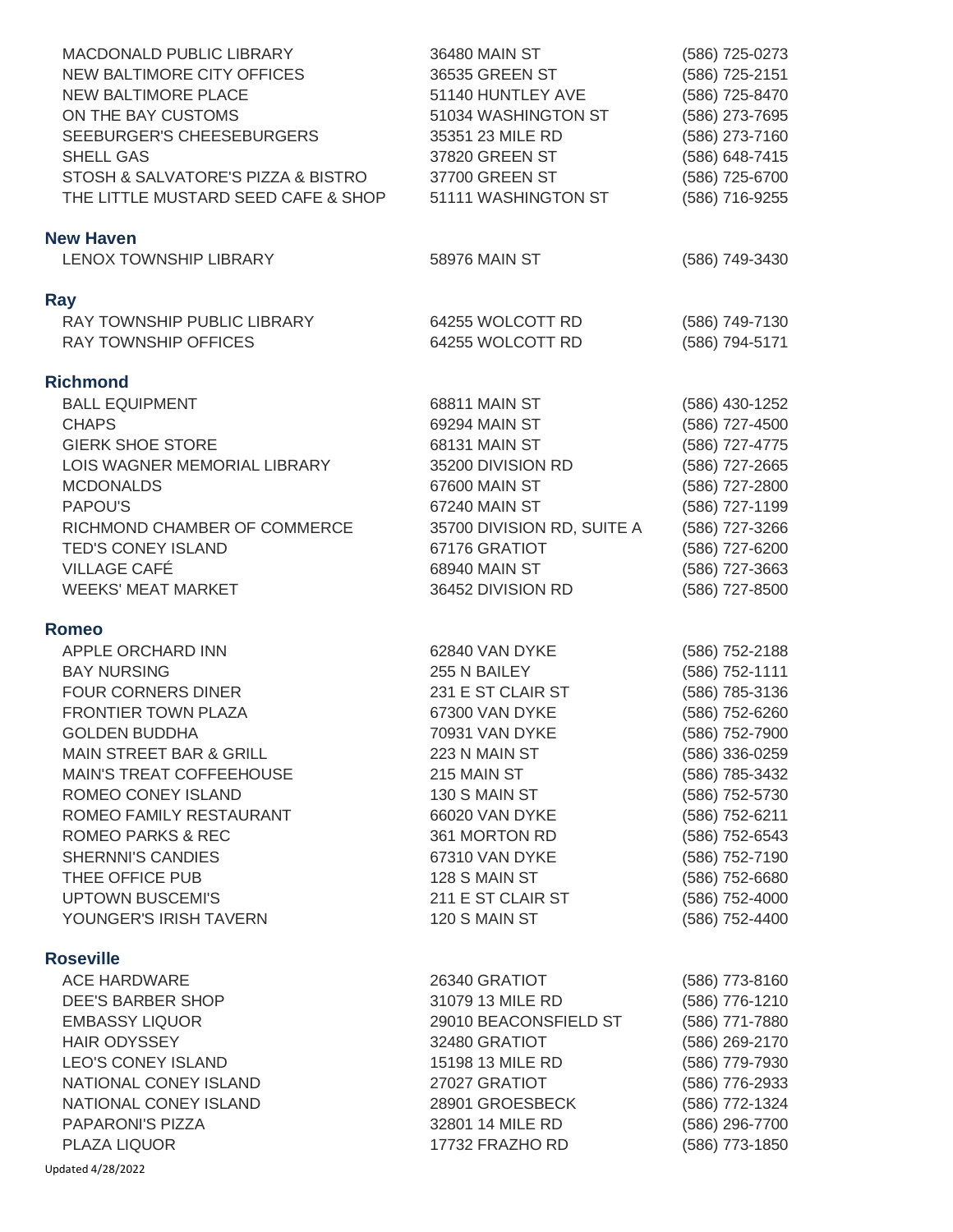| | | |
|---|---|---|
| MACDONALD PUBLIC LIBRARY | 36480 MAIN ST | (586) 725-0273 |
| NEW BALTIMORE CITY OFFICES | 36535 GREEN ST | (586) 725-2151 |
| NEW BALTIMORE PLACE | 51140 HUNTLEY AVE | (586) 725-8470 |
| ON THE BAY CUSTOMS | 51034 WASHINGTON ST | (586) 273-7695 |
| SEEBURGER'S CHEESEBURGERS | 35351 23 MILE RD | (586) 273-7160 |
| SHELL GAS | 37820 GREEN ST | (586) 648-7415 |
| STOSH & SALVATORE'S PIZZA & BISTRO | 37700 GREEN ST | (586) 725-6700 |
| THE LITTLE MUSTARD SEED CAFE & SHOP | 51111 WASHINGTON ST | (586) 716-9255 |

## New Haven

| | | |
|---|---|---|
| LENOX TOWNSHIP LIBRARY | 58976 MAIN ST | (586) 749-3430 |

## Ray

| | | |
|---|---|---|
| RAY TOWNSHIP PUBLIC LIBRARY | 64255 WOLCOTT RD | (586) 749-7130 |
| RAY TOWNSHIP OFFICES | 64255 WOLCOTT RD | (586) 794-5171 |

## Richmond

| | | |
|---|---|---|
| BALL EQUIPMENT | 68811 MAIN ST | (586) 430-1252 |
| CHAPS | 69294 MAIN ST | (586) 727-4500 |
| GIERK SHOE STORE | 68131 MAIN ST | (586) 727-4775 |
| LOIS WAGNER MEMORIAL LIBRARY | 35200 DIVISION RD | (586) 727-2665 |
| MCDONALDS | 67600 MAIN ST | (586) 727-2800 |
| PAPOU'S | 67240 MAIN ST | (586) 727-1199 |
| RICHMOND CHAMBER OF COMMERCE | 35700 DIVISION RD, SUITE A | (586) 727-3266 |
| TED'S CONEY ISLAND | 67176 GRATIOT | (586) 727-6200 |
| VILLAGE CAFÉ | 68940 MAIN ST | (586) 727-3663 |
| WEEKS' MEAT MARKET | 36452 DIVISION RD | (586) 727-8500 |

## Romeo

| | | |
|---|---|---|
| APPLE ORCHARD INN | 62840 VAN DYKE | (586) 752-2188 |
| BAY NURSING | 255 N BAILEY | (586) 752-1111 |
| FOUR CORNERS DINER | 231 E ST CLAIR ST | (586) 785-3136 |
| FRONTIER TOWN PLAZA | 67300 VAN DYKE | (586) 752-6260 |
| GOLDEN BUDDHA | 70931 VAN DYKE | (586) 752-7900 |
| MAIN STREET BAR & GRILL | 223 N MAIN ST | (586) 336-0259 |
| MAIN'S TREAT COFFEEHOUSE | 215 MAIN ST | (586) 785-3432 |
| ROMEO CONEY ISLAND | 130 S MAIN ST | (586) 752-5730 |
| ROMEO FAMILY RESTAURANT | 66020 VAN DYKE | (586) 752-6211 |
| ROMEO PARKS & REC | 361 MORTON RD | (586) 752-6543 |
| SHERNNI'S CANDIES | 67310 VAN DYKE | (586) 752-7190 |
| THEE OFFICE PUB | 128 S MAIN ST | (586) 752-6680 |
| UPTOWN BUSCEMI'S | 211 E ST CLAIR ST | (586) 752-4000 |
| YOUNGER'S IRISH TAVERN | 120 S MAIN ST | (586) 752-4400 |

## Roseville

| | | |
|---|---|---|
| ACE HARDWARE | 26340 GRATIOT | (586) 773-8160 |
| DEE'S BARBER SHOP | 31079 13 MILE RD | (586) 776-1210 |
| EMBASSY LIQUOR | 29010 BEACONSFIELD ST | (586) 771-7880 |
| HAIR ODYSSEY | 32480 GRATIOT | (586) 269-2170 |
| LEO'S CONEY ISLAND | 15198 13 MILE RD | (586) 779-7930 |
| NATIONAL CONEY ISLAND | 27027 GRATIOT | (586) 776-2933 |
| NATIONAL CONEY ISLAND | 28901 GROESBECK | (586) 772-1324 |
| PAPARONI'S PIZZA | 32801 14 MILE RD | (586) 296-7700 |
| PLAZA LIQUOR | 17732 FRAZHO RD | (586) 773-1850 |

Updated 4/28/2022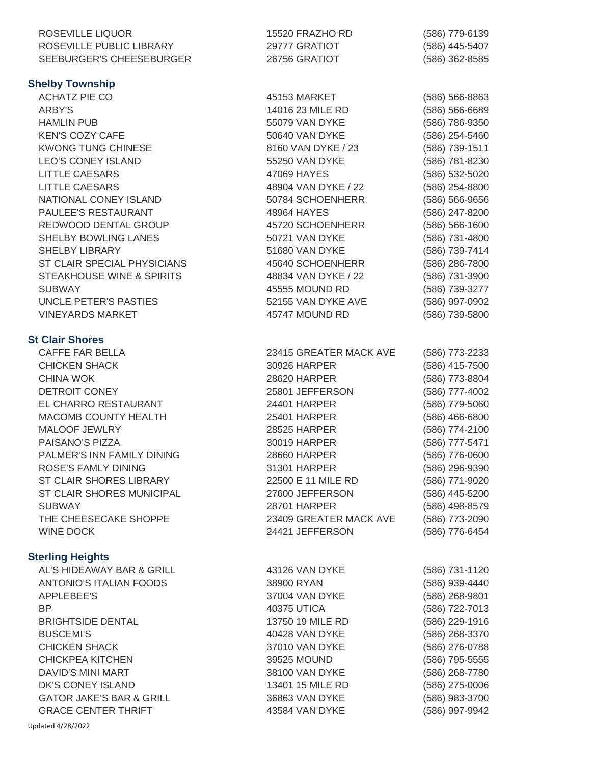| | | |
|---|---|---|
| ROSEVILLE LIQUOR | 15520 FRAZHO RD | (586) 779-6139 |
| ROSEVILLE PUBLIC LIBRARY | 29777 GRATIOT | (586) 445-5407 |
| SEEBURGER'S CHEESEBURGER | 26756 GRATIOT | (586) 362-8585 |

## Shelby Township

| | | |
|---|---|---|
| ACHATZ PIE CO | 45153 MARKET | (586) 566-8863 |
| ARBY'S | 14016 23 MILE RD | (586) 566-6689 |
| HAMLIN PUB | 55079 VAN DYKE | (586) 786-9350 |
| KEN'S COZY CAFE | 50640 VAN DYKE | (586) 254-5460 |
| KWONG TUNG CHINESE | 8160 VAN DYKE / 23 | (586) 739-1511 |
| LEO'S CONEY ISLAND | 55250 VAN DYKE | (586) 781-8230 |
| LITTLE CAESARS | 47069 HAYES | (586) 532-5020 |
| LITTLE CAESARS | 48904 VAN DYKE / 22 | (586) 254-8800 |
| NATIONAL CONEY ISLAND | 50784 SCHOENHERR | (586) 566-9656 |
| PAULEE'S RESTAURANT | 48964 HAYES | (586) 247-8200 |
| REDWOOD DENTAL GROUP | 45720 SCHOENHERR | (586) 566-1600 |
| SHELBY BOWLING LANES | 50721 VAN DYKE | (586) 731-4800 |
| SHELBY LIBRARY | 51680 VAN DYKE | (586) 739-7414 |
| ST CLAIR SPECIAL PHYSICIANS | 45640 SCHOENHERR | (586) 286-7800 |
| STEAKHOUSE WINE & SPIRITS | 48834 VAN DYKE / 22 | (586) 731-3900 |
| SUBWAY | 45555 MOUND RD | (586) 739-3277 |
| UNCLE PETER'S PASTIES | 52155 VAN DYKE AVE | (586) 997-0902 |
| VINEYARDS MARKET | 45747 MOUND RD | (586) 739-5800 |

## St Clair Shores

| | | |
|---|---|---|
| CAFFE FAR BELLA | 23415 GREATER MACK AVE | (586) 773-2233 |
| CHICKEN SHACK | 30926 HARPER | (586) 415-7500 |
| CHINA WOK | 28620 HARPER | (586) 773-8804 |
| DETROIT CONEY | 25801 JEFFERSON | (586) 777-4002 |
| EL CHARRO RESTAURANT | 24401 HARPER | (586) 779-5060 |
| MACOMB COUNTY HEALTH | 25401 HARPER | (586) 466-6800 |
| MALOOF JEWLRY | 28525 HARPER | (586) 774-2100 |
| PAISANO'S PIZZA | 30019 HARPER | (586) 777-5471 |
| PALMER'S INN FAMILY DINING | 28660 HARPER | (586) 776-0600 |
| ROSE'S FAMLY DINING | 31301 HARPER | (586) 296-9390 |
| ST CLAIR SHORES LIBRARY | 22500 E 11 MILE RD | (586) 771-9020 |
| ST CLAIR SHORES MUNICIPAL | 27600 JEFFERSON | (586) 445-5200 |
| SUBWAY | 28701 HARPER | (586) 498-8579 |
| THE CHEESECAKE SHOPPE | 23409 GREATER MACK AVE | (586) 773-2090 |
| WINE DOCK | 24421 JEFFERSON | (586) 776-6454 |

## Sterling Heights

| | | |
|---|---|---|
| AL'S HIDEAWAY BAR & GRILL | 43126 VAN DYKE | (586) 731-1120 |
| ANTONIO'S ITALIAN FOODS | 38900 RYAN | (586) 939-4440 |
| APPLEBEE'S | 37004 VAN DYKE | (586) 268-9801 |
| BP | 40375 UTICA | (586) 722-7013 |
| BRIGHTSIDE DENTAL | 13750 19 MILE RD | (586) 229-1916 |
| BUSCEMI'S | 40428 VAN DYKE | (586) 268-3370 |
| CHICKEN SHACK | 37010 VAN DYKE | (586) 276-0788 |
| CHICKPEA KITCHEN | 39525 MOUND | (586) 795-5555 |
| DAVID'S MINI MART | 38100 VAN DYKE | (586) 268-7780 |
| DK'S CONEY ISLAND | 13401 15 MILE RD | (586) 275-0006 |
| GATOR JAKE'S BAR & GRILL | 36863 VAN DYKE | (586) 983-3700 |
| GRACE CENTER THRIFT | 43584 VAN DYKE | (586) 997-9942 |

Updated 4/28/2022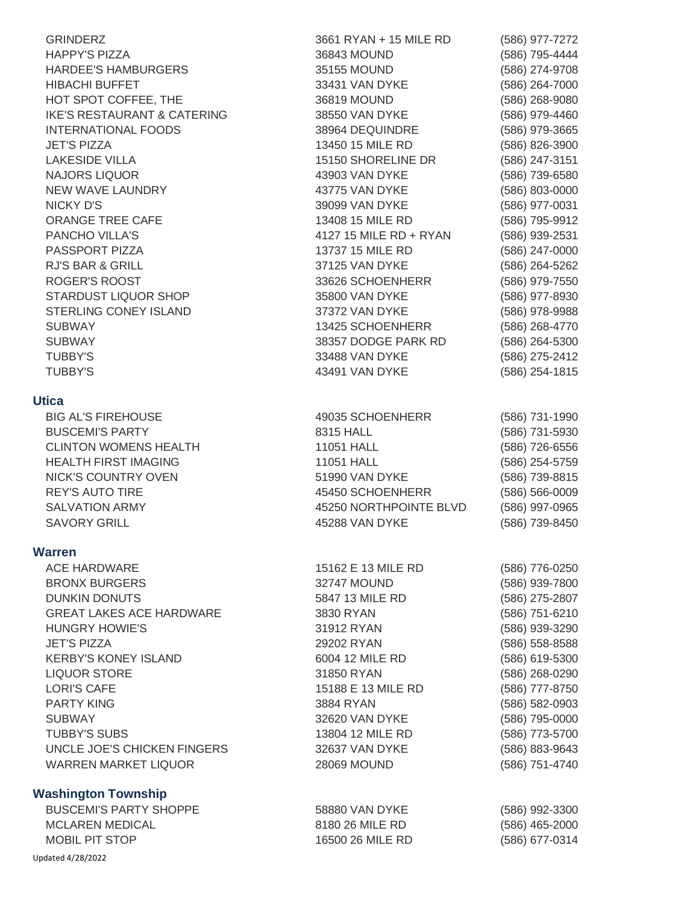| | | |
|---|---|---|
| GRINDERZ | 3661 RYAN + 15 MILE RD | (586) 977-7272 |
| HAPPY'S PIZZA | 36843 MOUND | (586) 795-4444 |
| HARDEE'S HAMBURGERS | 35155 MOUND | (586) 274-9708 |
| HIBACHI BUFFET | 33431 VAN DYKE | (586) 264-7000 |
| HOT SPOT COFFEE, THE | 36819 MOUND | (586) 268-9080 |
| IKE'S RESTAURANT & CATERING | 38550 VAN DYKE | (586) 979-4460 |
| INTERNATIONAL FOODS | 38964 DEQUINDRE | (586) 979-3665 |
| JET'S PIZZA | 13450 15 MILE RD | (586) 826-3900 |
| LAKESIDE VILLA | 15150 SHORELINE DR | (586) 247-3151 |
| NAJORS LIQUOR | 43903 VAN DYKE | (586) 739-6580 |
| NEW WAVE LAUNDRY | 43775 VAN DYKE | (586) 803-0000 |
| NICKY D'S | 39099 VAN DYKE | (586) 977-0031 |
| ORANGE TREE CAFE | 13408 15 MILE RD | (586) 795-9912 |
| PANCHO VILLA'S | 4127 15 MILE RD + RYAN | (586) 939-2531 |
| PASSPORT PIZZA | 13737 15 MILE RD | (586) 247-0000 |
| RJ'S BAR & GRILL | 37125 VAN DYKE | (586) 264-5262 |
| ROGER'S ROOST | 33626 SCHOENHERR | (586) 979-7550 |
| STARDUST LIQUOR SHOP | 35800 VAN DYKE | (586) 977-8930 |
| STERLING CONEY ISLAND | 37372 VAN DYKE | (586) 978-9988 |
| SUBWAY | 13425 SCHOENHERR | (586) 268-4770 |
| SUBWAY | 38357 DODGE PARK RD | (586) 264-5300 |
| TUBBY'S | 33488 VAN DYKE | (586) 275-2412 |
| TUBBY'S | 43491 VAN DYKE | (586) 254-1815 |

## Utica

| | | |
|---|---|---|
| BIG AL'S FIREHOUSE | 49035 SCHOENHERR | (586) 731-1990 |
| BUSCEMI'S PARTY | 8315 HALL | (586) 731-5930 |
| CLINTON WOMENS HEALTH | 11051 HALL | (586) 726-6556 |
| HEALTH FIRST IMAGING | 11051 HALL | (586) 254-5759 |
| NICK'S COUNTRY OVEN | 51990 VAN DYKE | (586) 739-8815 |
| REY'S AUTO TIRE | 45450 SCHOENHERR | (586) 566-0009 |
| SALVATION ARMY | 45250 NORTHPOINTE BLVD | (586) 997-0965 |
| SAVORY GRILL | 45288 VAN DYKE | (586) 739-8450 |

## Warren

| | | |
|---|---|---|
| ACE HARDWARE | 15162 E 13 MILE RD | (586) 776-0250 |
| BRONX BURGERS | 32747 MOUND | (586) 939-7800 |
| DUNKIN DONUTS | 5847 13 MILE RD | (586) 275-2807 |
| GREAT LAKES ACE HARDWARE | 3830 RYAN | (586) 751-6210 |
| HUNGRY HOWIE'S | 31912 RYAN | (586) 939-3290 |
| JET'S PIZZA | 29202 RYAN | (586) 558-8588 |
| KERBY'S KONEY ISLAND | 6004 12 MILE RD | (586) 619-5300 |
| LIQUOR STORE | 31850 RYAN | (586) 268-0290 |
| LORI'S CAFE | 15188 E 13 MILE RD | (586) 777-8750 |
| PARTY KING | 3884 RYAN | (586) 582-0903 |
| SUBWAY | 32620 VAN DYKE | (586) 795-0000 |
| TUBBY'S SUBS | 13804 12 MILE RD | (586) 773-5700 |
| UNCLE JOE'S CHICKEN FINGERS | 32637 VAN DYKE | (586) 883-9643 |
| WARREN MARKET LIQUOR | 28069 MOUND | (586) 751-4740 |

## Washington Township

| | | |
|---|---|---|
| BUSCEMI'S PARTY SHOPPE | 58880 VAN DYKE | (586) 992-3300 |
| MCLAREN MEDICAL | 8180 26 MILE RD | (586) 465-2000 |
| MOBIL PIT STOP | 16500 26 MILE RD | (586) 677-0314 |

Updated 4/28/2022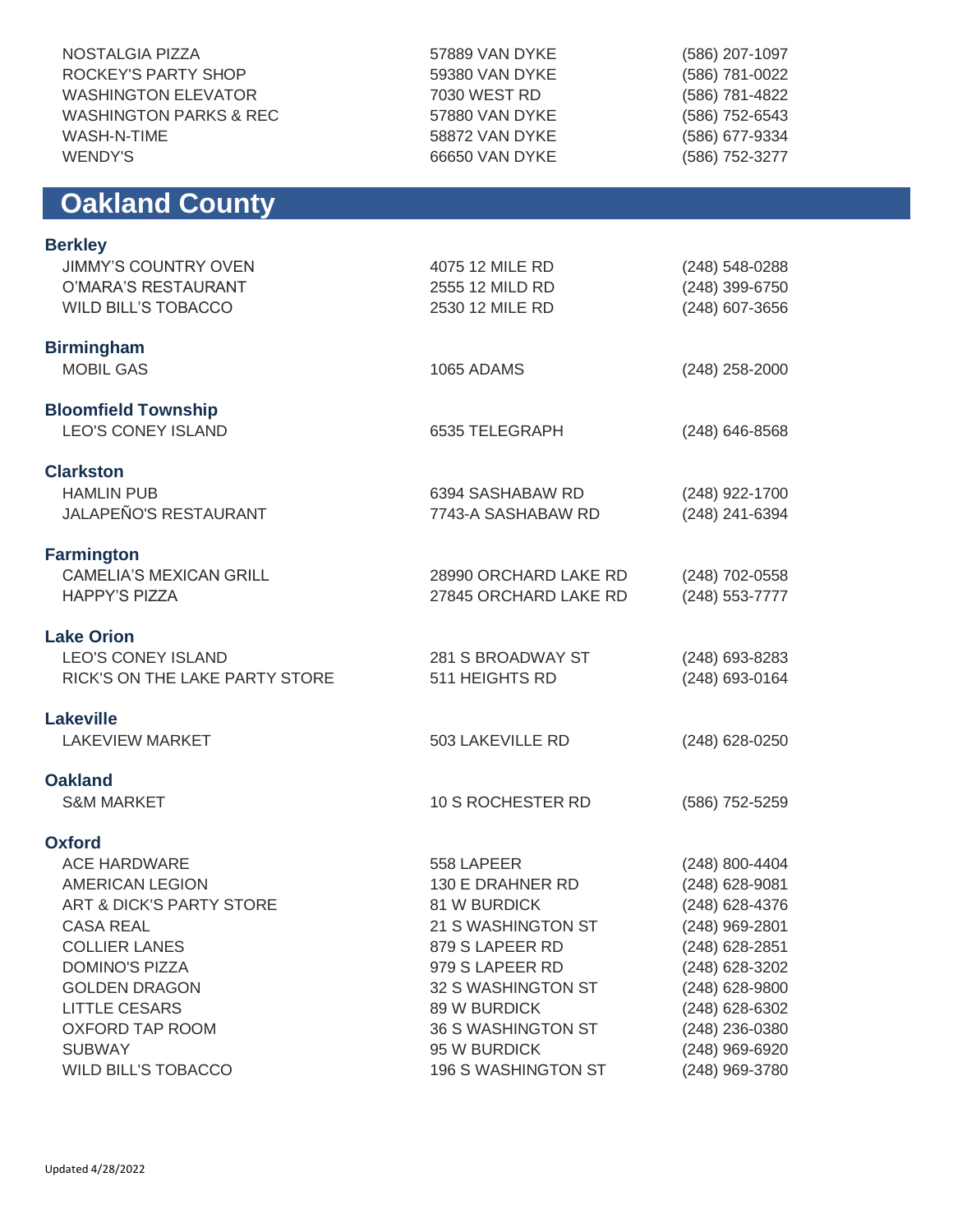| | | |
|---|---|---|
| NOSTALGIA PIZZA | 57889 VAN DYKE | (586) 207-1097 |
| ROCKEY'S PARTY SHOP | 59380 VAN DYKE | (586) 781-0022 |
| WASHINGTON ELEVATOR | 7030 WEST RD | (586) 781-4822 |
| WASHINGTON PARKS & REC | 57880 VAN DYKE | (586) 752-6543 |
| WASH-N-TIME | 58872 VAN DYKE | (586) 677-9334 |
| WENDY'S | 66650 VAN DYKE | (586) 752-3277 |

## Oakland County

### Berkley

| | | |
|---|---|---|
| JIMMY'S COUNTRY OVEN | 4075 12 MILE RD | (248) 548-0288 |
| O'MARA'S RESTAURANT | 2555 12 MILD RD | (248) 399-6750 |
| WILD BILL'S TOBACCO | 2530 12 MILE RD | (248) 607-3656 |

### Birmingham

| | | |
|---|---|---|
| MOBIL GAS | 1065 ADAMS | (248) 258-2000 |

### Bloomfield Township

| | | |
|---|---|---|
| LEO'S CONEY ISLAND | 6535 TELEGRAPH | (248) 646-8568 |

### Clarkston

| | | |
|---|---|---|
| HAMLIN PUB | 6394 SASHABAW RD | (248) 922-1700 |
| JALAPEÑO'S RESTAURANT | 7743-A SASHABAW RD | (248) 241-6394 |

### Farmington

| | | |
|---|---|---|
| CAMELIA'S MEXICAN GRILL | 28990 ORCHARD LAKE RD | (248) 702-0558 |
| HAPPY'S PIZZA | 27845 ORCHARD LAKE RD | (248) 553-7777 |

### Lake Orion

| | | |
|---|---|---|
| LEO'S CONEY ISLAND | 281 S BROADWAY ST | (248) 693-8283 |
| RICK'S ON THE LAKE PARTY STORE | 511 HEIGHTS RD | (248) 693-0164 |

### Lakeville

| | | |
|---|---|---|
| LAKEVIEW MARKET | 503 LAKEVILLE RD | (248) 628-0250 |

### Oakland

| | | |
|---|---|---|
| S&M MARKET | 10 S ROCHESTER RD | (586) 752-5259 |

### Oxford

| | | |
|---|---|---|
| ACE HARDWARE | 558 LAPEER | (248) 800-4404 |
| AMERICAN LEGION | 130 E DRAHNER RD | (248) 628-9081 |
| ART & DICK'S PARTY STORE | 81 W BURDICK | (248) 628-4376 |
| CASA REAL | 21 S WASHINGTON ST | (248) 969-2801 |
| COLLIER LANES | 879 S LAPEER RD | (248) 628-2851 |
| DOMINO'S PIZZA | 979 S LAPEER RD | (248) 628-3202 |
| GOLDEN DRAGON | 32 S WASHINGTON ST | (248) 628-9800 |
| LITTLE CESARS | 89 W BURDICK | (248) 628-6302 |
| OXFORD TAP ROOM | 36 S WASHINGTON ST | (248) 236-0380 |
| SUBWAY | 95 W BURDICK | (248) 969-6920 |
| WILD BILL'S TOBACCO | 196 S WASHINGTON ST | (248) 969-3780 |

Updated 4/28/2022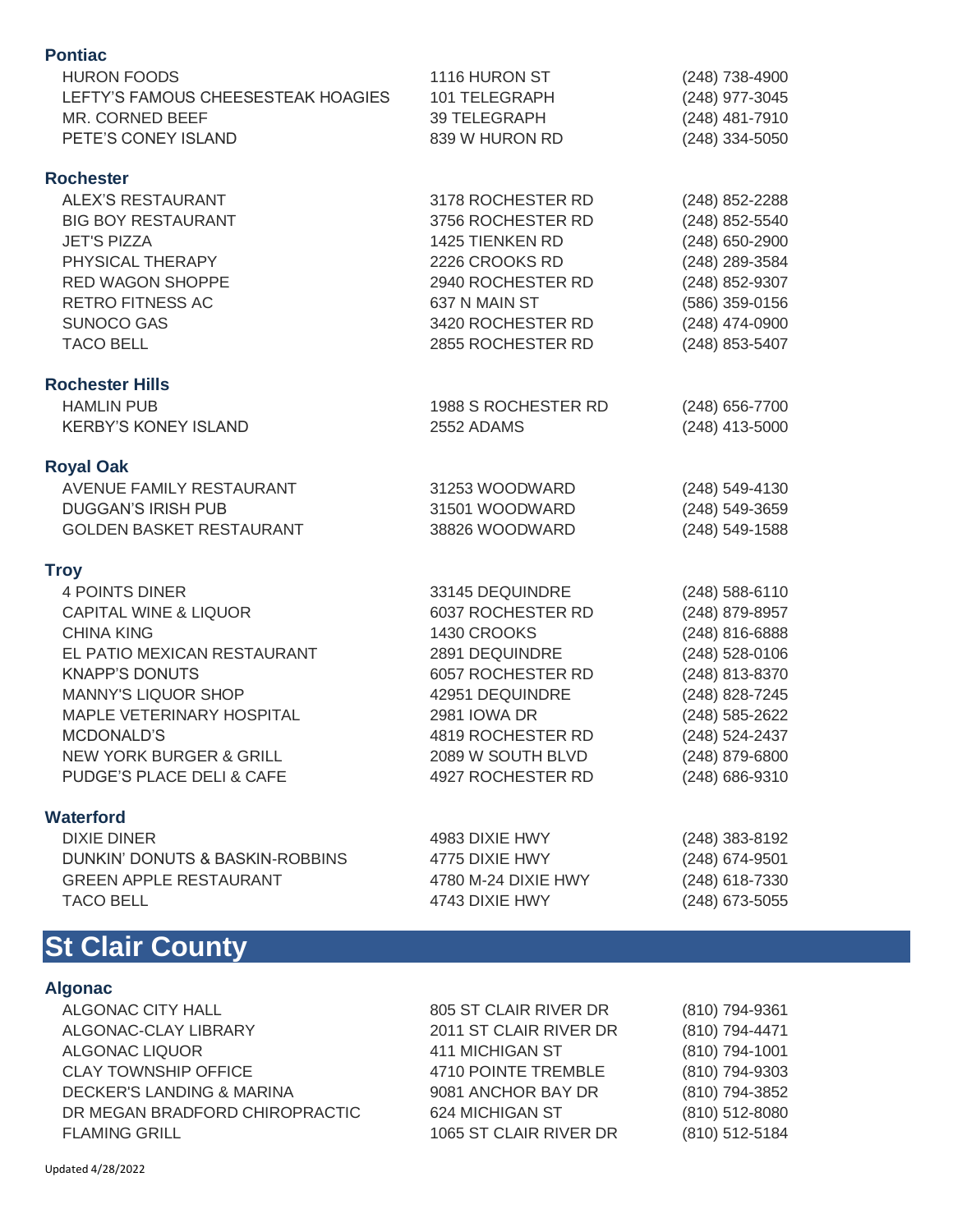### Pontiac

| | | |
|---|---|---|
| HURON FOODS | 1116 HURON ST | (248) 738-4900 |
| LEFTY'S FAMOUS CHEESESTEAK HOAGIES | 101 TELEGRAPH | (248) 977-3045 |
| MR. CORNED BEEF | 39 TELEGRAPH | (248) 481-7910 |
| PETE'S CONEY ISLAND | 839 W HURON RD | (248) 334-5050 |

### Rochester

| | | |
|---|---|---|
| ALEX'S RESTAURANT | 3178 ROCHESTER RD | (248) 852-2288 |
| BIG BOY RESTAURANT | 3756 ROCHESTER RD | (248) 852-5540 |
| JET'S PIZZA | 1425 TIENKEN RD | (248) 650-2900 |
| PHYSICAL THERAPY | 2226 CROOKS RD | (248) 289-3584 |
| RED WAGON SHOPPE | 2940 ROCHESTER RD | (248) 852-9307 |
| RETRO FITNESS AC | 637 N MAIN ST | (586) 359-0156 |
| SUNOCO GAS | 3420 ROCHESTER RD | (248) 474-0900 |
| TACO BELL | 2855 ROCHESTER RD | (248) 853-5407 |

### Rochester Hills

| | | |
|---|---|---|
| HAMLIN PUB | 1988 S ROCHESTER RD | (248) 656-7700 |
| KERBY'S KONEY ISLAND | 2552 ADAMS | (248) 413-5000 |

### Royal Oak

| | | |
|---|---|---|
| AVENUE FAMILY RESTAURANT | 31253 WOODWARD | (248) 549-4130 |
| DUGGAN'S IRISH PUB | 31501 WOODWARD | (248) 549-3659 |
| GOLDEN BASKET RESTAURANT | 38826 WOODWARD | (248) 549-1588 |

### Troy

| | | |
|---|---|---|
| 4 POINTS DINER | 33145 DEQUINDRE | (248) 588-6110 |
| CAPITAL WINE & LIQUOR | 6037 ROCHESTER RD | (248) 879-8957 |
| CHINA KING | 1430 CROOKS | (248) 816-6888 |
| EL PATIO MEXICAN RESTAURANT | 2891 DEQUINDRE | (248) 528-0106 |
| KNAPP'S DONUTS | 6057 ROCHESTER RD | (248) 813-8370 |
| MANNY'S LIQUOR SHOP | 42951 DEQUINDRE | (248) 828-7245 |
| MAPLE VETERINARY HOSPITAL | 2981 IOWA DR | (248) 585-2622 |
| MCDONALD'S | 4819 ROCHESTER RD | (248) 524-2437 |
| NEW YORK BURGER & GRILL | 2089 W SOUTH BLVD | (248) 879-6800 |
| PUDGE'S PLACE DELI & CAFE | 4927 ROCHESTER RD | (248) 686-9310 |

### Waterford

| | | |
|---|---|---|
| DIXIE DINER | 4983 DIXIE HWY | (248) 383-8192 |
| DUNKIN' DONUTS & BASKIN-ROBBINS | 4775 DIXIE HWY | (248) 674-9501 |
| GREEN APPLE RESTAURANT | 4780 M-24 DIXIE HWY | (248) 618-7330 |
| TACO BELL | 4743 DIXIE HWY | (248) 673-5055 |

## St Clair County

### Algonac

| | | |
|---|---|---|
| ALGONAC CITY HALL | 805 ST CLAIR RIVER DR | (810) 794-9361 |
| ALGONAC-CLAY LIBRARY | 2011 ST CLAIR RIVER DR | (810) 794-4471 |
| ALGONAC LIQUOR | 411 MICHIGAN ST | (810) 794-1001 |
| CLAY TOWNSHIP OFFICE | 4710 POINTE TREMBLE | (810) 794-9303 |
| DECKER'S LANDING & MARINA | 9081 ANCHOR BAY DR | (810) 794-3852 |
| DR MEGAN BRADFORD CHIROPRACTIC | 624 MICHIGAN ST | (810) 512-8080 |
| FLAMING GRILL | 1065 ST CLAIR RIVER DR | (810) 512-5184 |

Updated 4/28/2022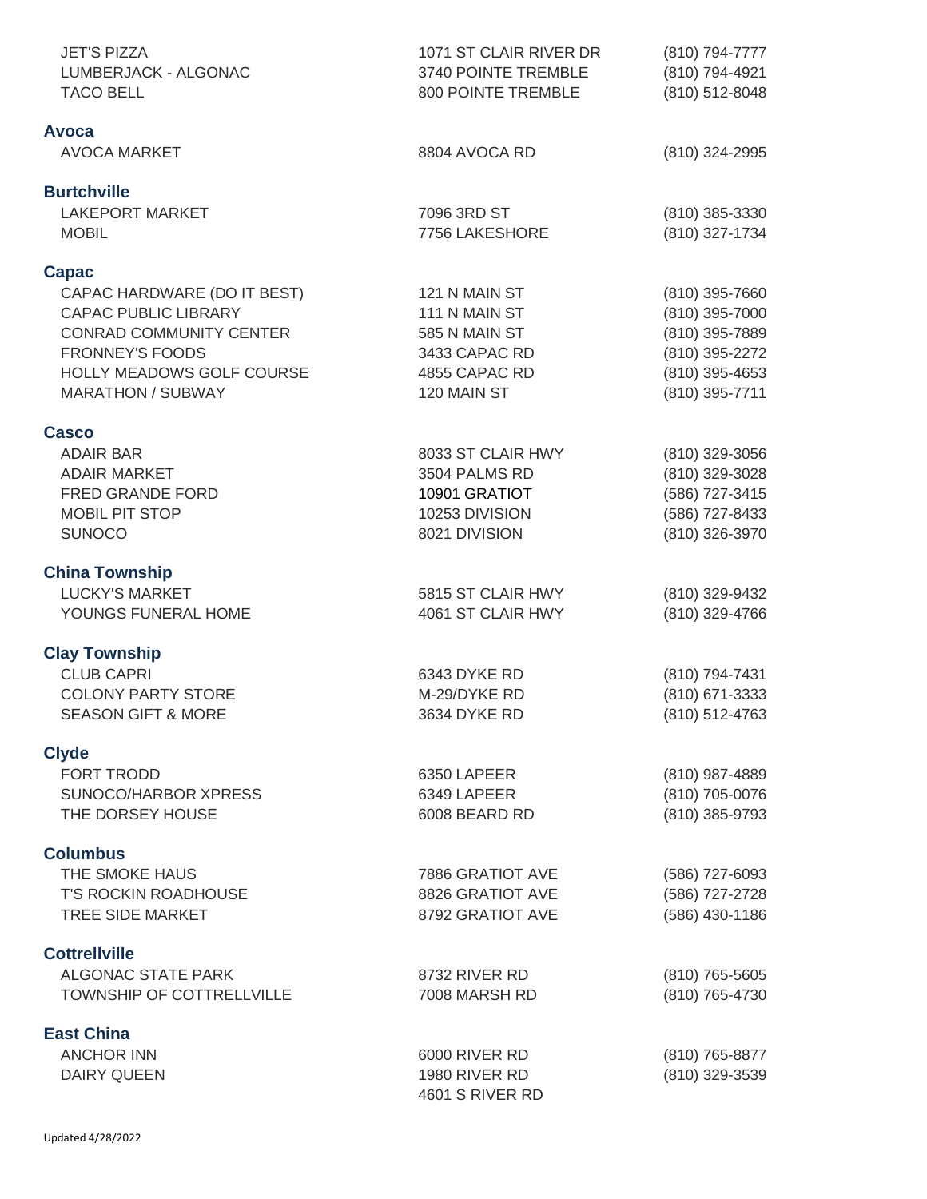| | | |
|---|---|---|
| JET'S PIZZA | 1071 ST CLAIR RIVER DR | (810) 794-7777 |
| LUMBERJACK - ALGONAC | 3740 POINTE TREMBLE | (810) 794-4921 |
| TACO BELL | 800 POINTE TREMBLE | (810) 512-8048 |

## Avoca

| | | |
|---|---|---|
| AVOCA MARKET | 8804 AVOCA RD | (810) 324-2995 |

## Burtchville

| | | |
|---|---|---|
| LAKEPORT MARKET | 7096 3RD ST | (810) 385-3330 |
| MOBIL | 7756 LAKESHORE | (810) 327-1734 |

## Capac

| | | |
|---|---|---|
| CAPAC HARDWARE (DO IT BEST) | 121 N MAIN ST | (810) 395-7660 |
| CAPAC PUBLIC LIBRARY | 111 N MAIN ST | (810) 395-7000 |
| CONRAD COMMUNITY CENTER | 585 N MAIN ST | (810) 395-7889 |
| FRONNEY'S FOODS | 3433 CAPAC RD | (810) 395-2272 |
| HOLLY MEADOWS GOLF COURSE | 4855 CAPAC RD | (810) 395-4653 |
| MARATHON / SUBWAY | 120 MAIN ST | (810) 395-7711 |

## Casco

| | | |
|---|---|---|
| ADAIR BAR | 8033 ST CLAIR HWY | (810) 329-3056 |
| ADAIR MARKET | 3504 PALMS RD | (810) 329-3028 |
| FRED GRANDE FORD | 10901 GRATIOT | (586) 727-3415 |
| MOBIL PIT STOP | 10253 DIVISION | (586) 727-8433 |
| SUNOCO | 8021 DIVISION | (810) 326-3970 |

## China Township

| | | |
|---|---|---|
| LUCKY'S MARKET | 5815 ST CLAIR HWY | (810) 329-9432 |
| YOUNGS FUNERAL HOME | 4061 ST CLAIR HWY | (810) 329-4766 |

## Clay Township

| | | |
|---|---|---|
| CLUB CAPRI | 6343 DYKE RD | (810) 794-7431 |
| COLONY PARTY STORE | M-29/DYKE RD | (810) 671-3333 |
| SEASON GIFT & MORE | 3634 DYKE RD | (810) 512-4763 |

## Clyde

| | | |
|---|---|---|
| FORT TRODD | 6350 LAPEER | (810) 987-4889 |
| SUNOCO/HARBOR XPRESS | 6349 LAPEER | (810) 705-0076 |
| THE DORSEY HOUSE | 6008 BEARD RD | (810) 385-9793 |

## Columbus

| | | |
|---|---|---|
| THE SMOKE HAUS | 7886 GRATIOT AVE | (586) 727-6093 |
| T'S ROCKIN ROADHOUSE | 8826 GRATIOT AVE | (586) 727-2728 |
| TREE SIDE MARKET | 8792 GRATIOT AVE | (586) 430-1186 |

## Cottrellville

| | | |
|---|---|---|
| ALGONAC STATE PARK | 8732 RIVER RD | (810) 765-5605 |
| TOWNSHIP OF COTTRELLVILLE | 7008 MARSH RD | (810) 765-4730 |

## East China

| | | |
|---|---|---|
| ANCHOR INN | 6000 RIVER RD | (810) 765-8877 |
| DAIRY QUEEN | 1980 RIVER RD | (810) 329-3539 |
| | 4601 S RIVER RD | |

Updated 4/28/2022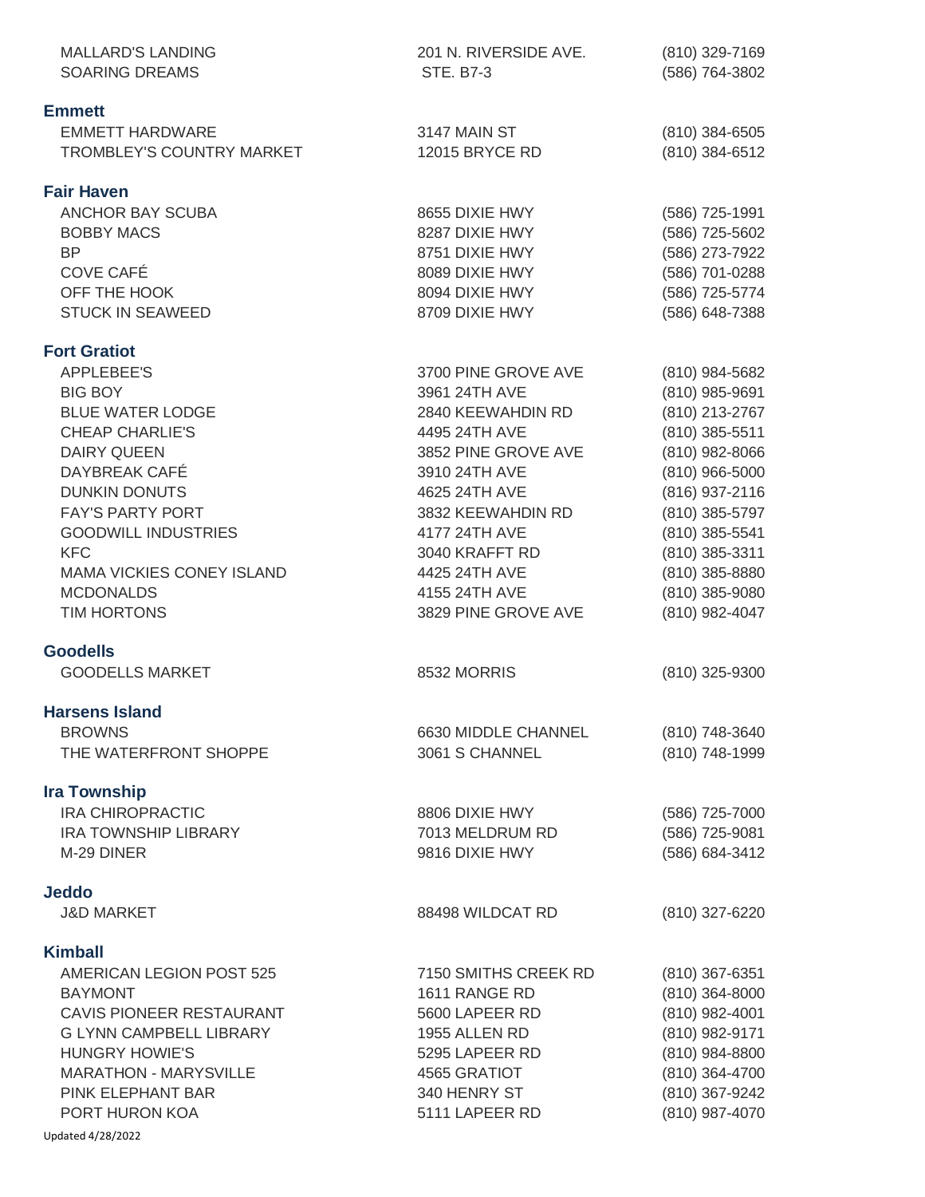| | | |
|---|---|---|
| MALLARD'S LANDING | 201 N. RIVERSIDE AVE. | (810) 329-7169 |
| SOARING DREAMS | STE. B7-3 | (586) 764-3802 |

## Emmett

| | | |
|---|---|---|
| EMMETT HARDWARE | 3147 MAIN ST | (810) 384-6505 |
| TROMBLEY'S COUNTRY MARKET | 12015 BRYCE RD | (810) 384-6512 |

## Fair Haven

| | | |
|---|---|---|
| ANCHOR BAY SCUBA | 8655 DIXIE HWY | (586) 725-1991 |
| BOBBY MACS | 8287 DIXIE HWY | (586) 725-5602 |
| BP | 8751 DIXIE HWY | (586) 273-7922 |
| COVE CAFÉ | 8089 DIXIE HWY | (586) 701-0288 |
| OFF THE HOOK | 8094 DIXIE HWY | (586) 725-5774 |
| STUCK IN SEAWEED | 8709 DIXIE HWY | (586) 648-7388 |

## Fort Gratiot

| | | |
|---|---|---|
| APPLEBEE'S | 3700 PINE GROVE AVE | (810) 984-5682 |
| BIG BOY | 3961 24TH AVE | (810) 985-9691 |
| BLUE WATER LODGE | 2840 KEEWAHDIN RD | (810) 213-2767 |
| CHEAP CHARLIE'S | 4495 24TH AVE | (810) 385-5511 |
| DAIRY QUEEN | 3852 PINE GROVE AVE | (810) 982-8066 |
| DAYBREAK CAFÉ | 3910 24TH AVE | (810) 966-5000 |
| DUNKIN DONUTS | 4625 24TH AVE | (816) 937-2116 |
| FAY'S PARTY PORT | 3832 KEEWAHDIN RD | (810) 385-5797 |
| GOODWILL INDUSTRIES | 4177 24TH AVE | (810) 385-5541 |
| KFC | 3040 KRAFFT RD | (810) 385-3311 |
| MAMA VICKIES CONEY ISLAND | 4425 24TH AVE | (810) 385-8880 |
| MCDONALDS | 4155 24TH AVE | (810) 385-9080 |
| TIM HORTONS | 3829 PINE GROVE AVE | (810) 982-4047 |

## Goodells

| | | |
|---|---|---|
| GOODELLS MARKET | 8532 MORRIS | (810) 325-9300 |

## Harsens Island

| | | |
|---|---|---|
| BROWNS | 6630 MIDDLE CHANNEL | (810) 748-3640 |
| THE WATERFRONT SHOPPE | 3061 S CHANNEL | (810) 748-1999 |

## Ira Township

| | | |
|---|---|---|
| IRA CHIROPRACTIC | 8806 DIXIE HWY | (586) 725-7000 |
| IRA TOWNSHIP LIBRARY | 7013 MELDRUM RD | (586) 725-9081 |
| M-29 DINER | 9816 DIXIE HWY | (586) 684-3412 |

## Jeddo

| | | |
|---|---|---|
| J&D MARKET | 88498 WILDCAT RD | (810) 327-6220 |

## Kimball

| | | |
|---|---|---|
| AMERICAN LEGION POST 525 | 7150 SMITHS CREEK RD | (810) 367-6351 |
| BAYMONT | 1611 RANGE RD | (810) 364-8000 |
| CAVIS PIONEER RESTAURANT | 5600 LAPEER RD | (810) 982-4001 |
| G LYNN CAMPBELL LIBRARY | 1955 ALLEN RD | (810) 982-9171 |
| HUNGRY HOWIE'S | 5295 LAPEER RD | (810) 984-8800 |
| MARATHON - MARYSVILLE | 4565 GRATIOT | (810) 364-4700 |
| PINK ELEPHANT BAR | 340 HENRY ST | (810) 367-9242 |
| PORT HURON KOA | 5111 LAPEER RD | (810) 987-4070 |

Updated 4/28/2022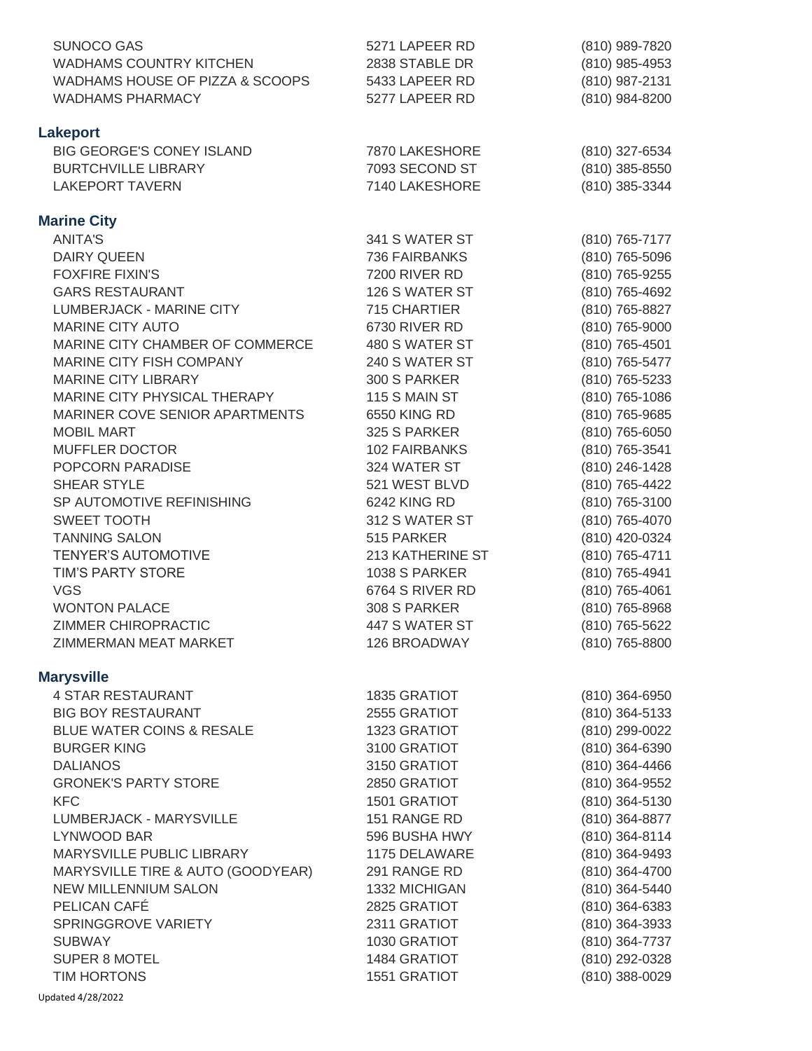| | | |
|---|---|---|
| SUNOCO GAS | 5271 LAPEER RD | (810) 989-7820 |
| WADHAMS COUNTRY KITCHEN | 2838 STABLE DR | (810) 985-4953 |
| WADHAMS HOUSE OF PIZZA & SCOOPS | 5433 LAPEER RD | (810) 987-2131 |
| WADHAMS PHARMACY | 5277 LAPEER RD | (810) 984-8200 |

## Lakeport

| | | |
|---|---|---|
| BIG GEORGE'S CONEY ISLAND | 7870 LAKESHORE | (810) 327-6534 |
| BURTCHVILLE LIBRARY | 7093 SECOND ST | (810) 385-8550 |
| LAKEPORT TAVERN | 7140 LAKESHORE | (810) 385-3344 |

## Marine City

| | | |
|---|---|---|
| ANITA'S | 341 S WATER ST | (810) 765-7177 |
| DAIRY QUEEN | 736 FAIRBANKS | (810) 765-5096 |
| FOXFIRE FIXIN'S | 7200 RIVER RD | (810) 765-9255 |
| GARS RESTAURANT | 126 S WATER ST | (810) 765-4692 |
| LUMBERJACK - MARINE CITY | 715 CHARTIER | (810) 765-8827 |
| MARINE CITY AUTO | 6730 RIVER RD | (810) 765-9000 |
| MARINE CITY CHAMBER OF COMMERCE | 480 S WATER ST | (810) 765-4501 |
| MARINE CITY FISH COMPANY | 240 S WATER ST | (810) 765-5477 |
| MARINE CITY LIBRARY | 300 S PARKER | (810) 765-5233 |
| MARINE CITY PHYSICAL THERAPY | 115 S MAIN ST | (810) 765-1086 |
| MARINER COVE SENIOR APARTMENTS | 6550 KING RD | (810) 765-9685 |
| MOBIL MART | 325 S PARKER | (810) 765-6050 |
| MUFFLER DOCTOR | 102 FAIRBANKS | (810) 765-3541 |
| POPCORN PARADISE | 324 WATER ST | (810) 246-1428 |
| SHEAR STYLE | 521 WEST BLVD | (810) 765-4422 |
| SP AUTOMOTIVE REFINISHING | 6242 KING RD | (810) 765-3100 |
| SWEET TOOTH | 312 S WATER ST | (810) 765-4070 |
| TANNING SALON | 515 PARKER | (810) 420-0324 |
| TENYER'S AUTOMOTIVE | 213 KATHERINE ST | (810) 765-4711 |
| TIM'S PARTY STORE | 1038 S PARKER | (810) 765-4941 |
| VGS | 6764 S RIVER RD | (810) 765-4061 |
| WONTON PALACE | 308 S PARKER | (810) 765-8968 |
| ZIMMER CHIROPRACTIC | 447 S WATER ST | (810) 765-5622 |
| ZIMMERMAN MEAT MARKET | 126 BROADWAY | (810) 765-8800 |

## Marysville

| | | |
|---|---|---|
| 4 STAR RESTAURANT | 1835 GRATIOT | (810) 364-6950 |
| BIG BOY RESTAURANT | 2555 GRATIOT | (810) 364-5133 |
| BLUE WATER COINS & RESALE | 1323 GRATIOT | (810) 299-0022 |
| BURGER KING | 3100 GRATIOT | (810) 364-6390 |
| DALIANOS | 3150 GRATIOT | (810) 364-4466 |
| GRONEK'S PARTY STORE | 2850 GRATIOT | (810) 364-9552 |
| KFC | 1501 GRATIOT | (810) 364-5130 |
| LUMBERJACK - MARYSVILLE | 151 RANGE RD | (810) 364-8877 |
| LYNWOOD BAR | 596 BUSHA HWY | (810) 364-8114 |
| MARYSVILLE PUBLIC LIBRARY | 1175 DELAWARE | (810) 364-9493 |
| MARYSVILLE TIRE & AUTO (GOODYEAR) | 291 RANGE RD | (810) 364-4700 |
| NEW MILLENNIUM SALON | 1332 MICHIGAN | (810) 364-5440 |
| PELICAN CAFÉ | 2825 GRATIOT | (810) 364-6383 |
| SPRINGGROVE VARIETY | 2311 GRATIOT | (810) 364-3933 |
| SUBWAY | 1030 GRATIOT | (810) 364-7737 |
| SUPER 8 MOTEL | 1484 GRATIOT | (810) 292-0328 |
| TIM HORTONS | 1551 GRATIOT | (810) 388-0029 |

Updated 4/28/2022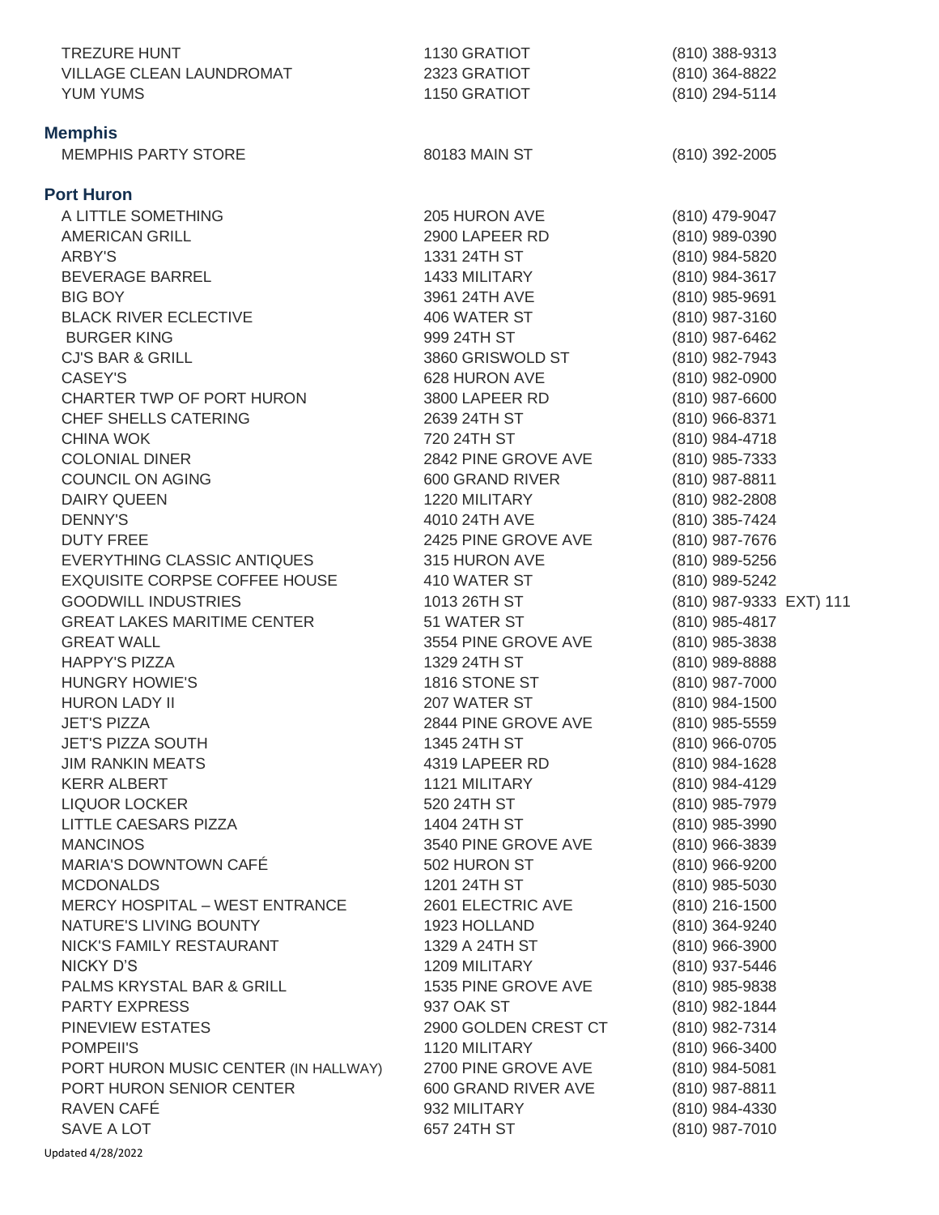| | | |
|---|---|---|
| TREZURE HUNT | 1130 GRATIOT | (810) 388-9313 |
| VILLAGE CLEAN LAUNDROMAT | 2323 GRATIOT | (810) 364-8822 |
| YUM YUMS | 1150 GRATIOT | (810) 294-5114 |

### Memphis

| | | |
|---|---|---|
| MEMPHIS PARTY STORE | 80183 MAIN ST | (810) 392-2005 |

### Port Huron

| | | |
|---|---|---|
| A LITTLE SOMETHING | 205 HURON AVE | (810) 479-9047 |
| AMERICAN GRILL | 2900 LAPEER RD | (810) 989-0390 |
| ARBY'S | 1331 24TH ST | (810) 984-5820 |
| BEVERAGE BARREL | 1433 MILITARY | (810) 984-3617 |
| BIG BOY | 3961 24TH AVE | (810) 985-9691 |
| BLACK RIVER ECLECTIVE | 406 WATER ST | (810) 987-3160 |
| BURGER KING | 999 24TH ST | (810) 987-6462 |
| CJ'S BAR & GRILL | 3860 GRISWOLD ST | (810) 982-7943 |
| CASEY'S | 628 HURON AVE | (810) 982-0900 |
| CHARTER TWP OF PORT HURON | 3800 LAPEER RD | (810) 987-6600 |
| CHEF SHELLS CATERING | 2639 24TH ST | (810) 966-8371 |
| CHINA WOK | 720 24TH ST | (810) 984-4718 |
| COLONIAL DINER | 2842 PINE GROVE AVE | (810) 985-7333 |
| COUNCIL ON AGING | 600 GRAND RIVER | (810) 987-8811 |
| DAIRY QUEEN | 1220 MILITARY | (810) 982-2808 |
| DENNY'S | 4010 24TH AVE | (810) 385-7424 |
| DUTY FREE | 2425 PINE GROVE AVE | (810) 987-7676 |
| EVERYTHING CLASSIC ANTIQUES | 315 HURON AVE | (810) 989-5256 |
| EXQUISITE CORPSE COFFEE HOUSE | 410 WATER ST | (810) 989-5242 |
| GOODWILL INDUSTRIES | 1013 26TH ST | (810) 987-9333 EXT) 111 |
| GREAT LAKES MARITIME CENTER | 51 WATER ST | (810) 985-4817 |
| GREAT WALL | 3554 PINE GROVE AVE | (810) 985-3838 |
| HAPPY'S PIZZA | 1329 24TH ST | (810) 989-8888 |
| HUNGRY HOWIE'S | 1816 STONE ST | (810) 987-7000 |
| HURON LADY II | 207 WATER ST | (810) 984-1500 |
| JET'S PIZZA | 2844 PINE GROVE AVE | (810) 985-5559 |
| JET'S PIZZA SOUTH | 1345 24TH ST | (810) 966-0705 |
| JIM RANKIN MEATS | 4319 LAPEER RD | (810) 984-1628 |
| KERR ALBERT | 1121 MILITARY | (810) 984-4129 |
| LIQUOR LOCKER | 520 24TH ST | (810) 985-7979 |
| LITTLE CAESARS PIZZA | 1404 24TH ST | (810) 985-3990 |
| MANCINOS | 3540 PINE GROVE AVE | (810) 966-3839 |
| MARIA'S DOWNTOWN CAFÉ | 502 HURON ST | (810) 966-9200 |
| MCDONALDS | 1201 24TH ST | (810) 985-5030 |
| MERCY HOSPITAL – WEST ENTRANCE | 2601 ELECTRIC AVE | (810) 216-1500 |
| NATURE'S LIVING BOUNTY | 1923 HOLLAND | (810) 364-9240 |
| NICK'S FAMILY RESTAURANT | 1329 A 24TH ST | (810) 966-3900 |
| NICKY D'S | 1209 MILITARY | (810) 937-5446 |
| PALMS KRYSTAL BAR & GRILL | 1535 PINE GROVE AVE | (810) 985-9838 |
| PARTY EXPRESS | 937 OAK ST | (810) 982-1844 |
| PINEVIEW ESTATES | 2900 GOLDEN CREST CT | (810) 982-7314 |
| POMPEII'S | 1120 MILITARY | (810) 966-3400 |
| PORT HURON MUSIC CENTER (IN HALLWAY) | 2700 PINE GROVE AVE | (810) 984-5081 |
| PORT HURON SENIOR CENTER | 600 GRAND RIVER AVE | (810) 987-8811 |
| RAVEN CAFÉ | 932 MILITARY | (810) 984-4330 |
| SAVE A LOT | 657 24TH ST | (810) 987-7010 |

Updated 4/28/2022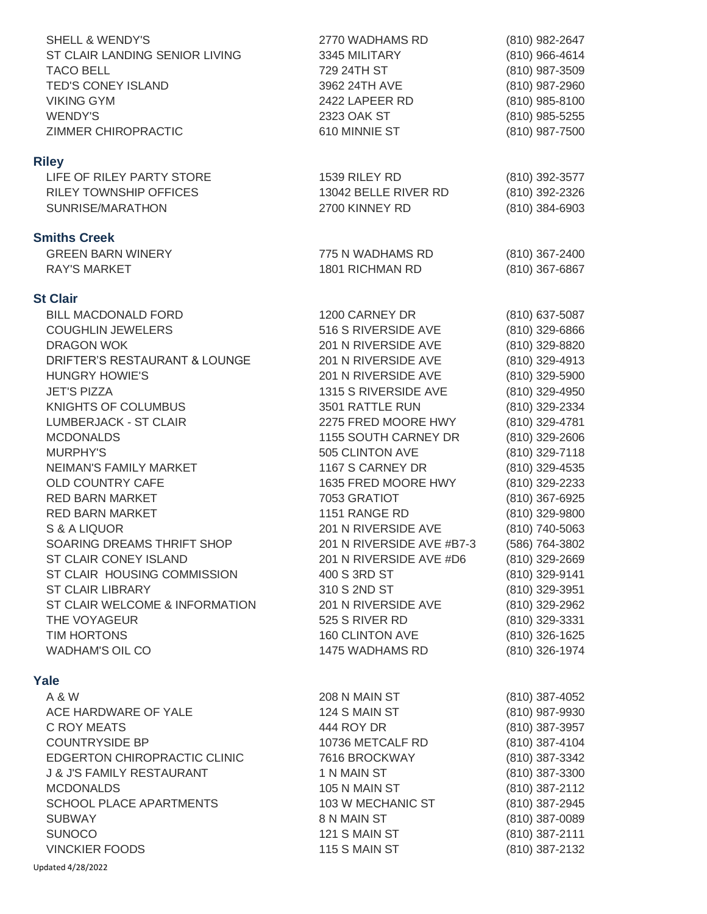| | | |
|---|---|---|
| SHELL & WENDY'S | 2770 WADHAMS RD | (810) 982-2647 |
| ST CLAIR LANDING SENIOR LIVING | 3345 MILITARY | (810) 966-4614 |
| TACO BELL | 729 24TH ST | (810) 987-3509 |
| TED'S CONEY ISLAND | 3962 24TH AVE | (810) 987-2960 |
| VIKING GYM | 2422 LAPEER RD | (810) 985-8100 |
| WENDY'S | 2323 OAK ST | (810) 985-5255 |
| ZIMMER CHIROPRACTIC | 610 MINNIE ST | (810) 987-7500 |

## Riley

| | | |
|---|---|---|
| LIFE OF RILEY PARTY STORE | 1539 RILEY RD | (810) 392-3577 |
| RILEY TOWNSHIP OFFICES | 13042 BELLE RIVER RD | (810) 392-2326 |
| SUNRISE/MARATHON | 2700 KINNEY RD | (810) 384-6903 |

## Smiths Creek

| | | |
|---|---|---|
| GREEN BARN WINERY | 775 N WADHAMS RD | (810) 367-2400 |
| RAY'S MARKET | 1801 RICHMAN RD | (810) 367-6867 |

## St Clair

| | | |
|---|---|---|
| BILL MACDONALD FORD | 1200 CARNEY DR | (810) 637-5087 |
| COUGHLIN JEWELERS | 516 S RIVERSIDE AVE | (810) 329-6866 |
| DRAGON WOK | 201 N RIVERSIDE AVE | (810) 329-8820 |
| DRIFTER'S RESTAURANT & LOUNGE | 201 N RIVERSIDE AVE | (810) 329-4913 |
| HUNGRY HOWIE'S | 201 N RIVERSIDE AVE | (810) 329-5900 |
| JET'S PIZZA | 1315 S RIVERSIDE AVE | (810) 329-4950 |
| KNIGHTS OF COLUMBUS | 3501 RATTLE RUN | (810) 329-2334 |
| LUMBERJACK - ST CLAIR | 2275 FRED MOORE HWY | (810) 329-4781 |
| MCDONALDS | 1155 SOUTH CARNEY DR | (810) 329-2606 |
| MURPHY'S | 505 CLINTON AVE | (810) 329-7118 |
| NEIMAN'S FAMILY MARKET | 1167 S CARNEY DR | (810) 329-4535 |
| OLD COUNTRY CAFE | 1635 FRED MOORE HWY | (810) 329-2233 |
| RED BARN MARKET | 7053 GRATIOT | (810) 367-6925 |
| RED BARN MARKET | 1151 RANGE RD | (810) 329-9800 |
| S & A LIQUOR | 201 N RIVERSIDE AVE | (810) 740-5063 |
| SOARING DREAMS THRIFT SHOP | 201 N RIVERSIDE AVE #B7-3 | (586) 764-3802 |
| ST CLAIR CONEY ISLAND | 201 N RIVERSIDE AVE #D6 | (810) 329-2669 |
| ST CLAIR HOUSING COMMISSION | 400 S 3RD ST | (810) 329-9141 |
| ST CLAIR LIBRARY | 310 S 2ND ST | (810) 329-3951 |
| ST CLAIR WELCOME & INFORMATION | 201 N RIVERSIDE AVE | (810) 329-2962 |
| THE VOYAGEUR | 525 S RIVER RD | (810) 329-3331 |
| TIM HORTONS | 160 CLINTON AVE | (810) 326-1625 |
| WADHAM'S OIL CO | 1475 WADHAMS RD | (810) 326-1974 |

## Yale

| | | |
|---|---|---|
| A & W | 208 N MAIN ST | (810) 387-4052 |
| ACE HARDWARE OF YALE | 124 S MAIN ST | (810) 987-9930 |
| C ROY MEATS | 444 ROY DR | (810) 387-3957 |
| COUNTRYSIDE BP | 10736 METCALF RD | (810) 387-4104 |
| EDGERTON CHIROPRACTIC CLINIC | 7616 BROCKWAY | (810) 387-3342 |
| J & J'S FAMILY RESTAURANT | 1 N MAIN ST | (810) 387-3300 |
| MCDONALDS | 105 N MAIN ST | (810) 387-2112 |
| SCHOOL PLACE APARTMENTS | 103 W MECHANIC ST | (810) 387-2945 |
| SUBWAY | 8 N MAIN ST | (810) 387-0089 |
| SUNOCO | 121 S MAIN ST | (810) 387-2111 |
| VINCKIER FOODS | 115 S MAIN ST | (810) 387-2132 |

Updated 4/28/2022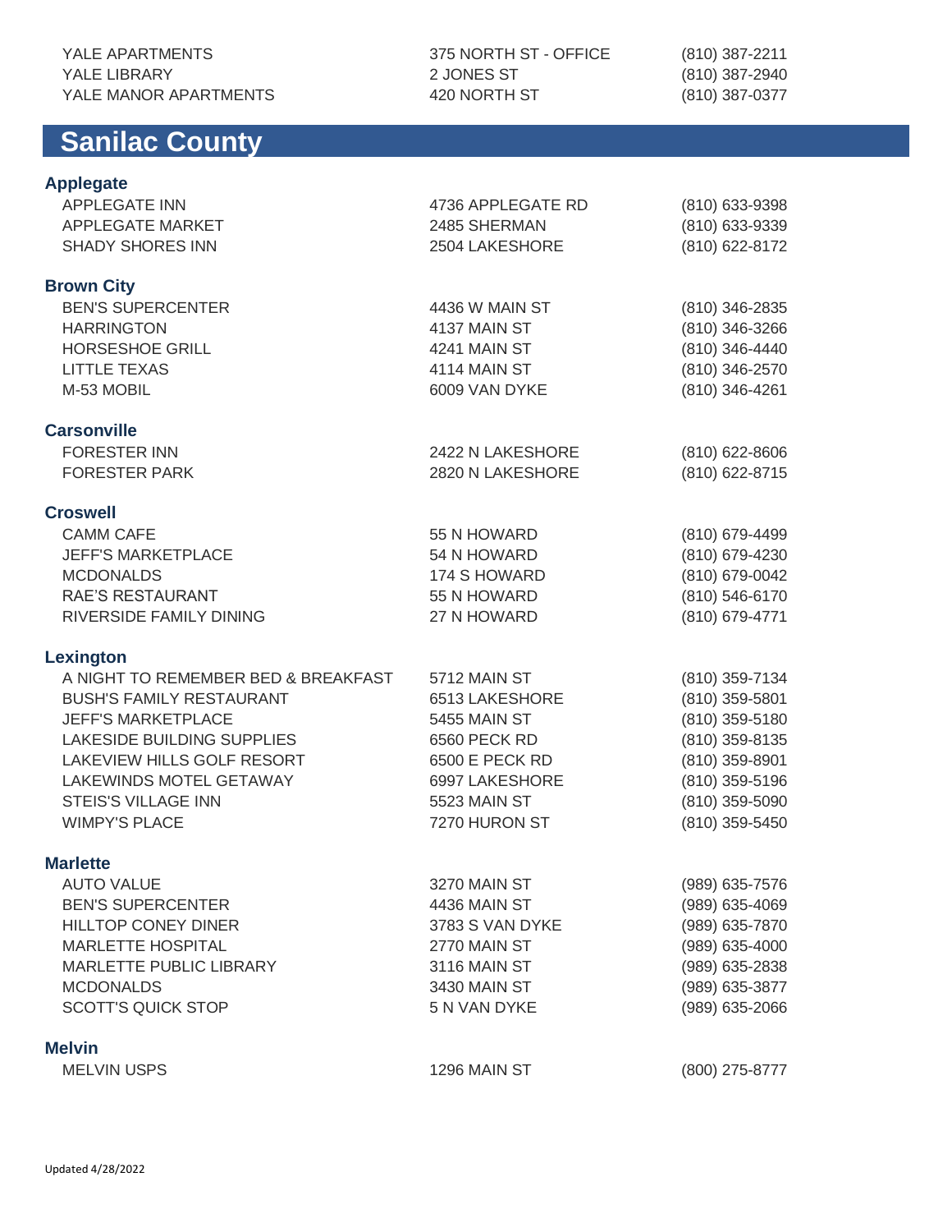| | | |
|---|---|---|
| YALE APARTMENTS | 375 NORTH ST - OFFICE | (810) 387-2211 |
| YALE LIBRARY | 2 JONES ST | (810) 387-2940 |
| YALE MANOR APARTMENTS | 420 NORTH ST | (810) 387-0377 |

## Sanilac County

### Applegate

| | | |
|---|---|---|
| APPLEGATE INN | 4736 APPLEGATE RD | (810) 633-9398 |
| APPLEGATE MARKET | 2485 SHERMAN | (810) 633-9339 |
| SHADY SHORES INN | 2504 LAKESHORE | (810) 622-8172 |

### Brown City

| | | |
|---|---|---|
| BEN'S SUPERCENTER | 4436 W MAIN ST | (810) 346-2835 |
| HARRINGTON | 4137 MAIN ST | (810) 346-3266 |
| HORSESHOE GRILL | 4241 MAIN ST | (810) 346-4440 |
| LITTLE TEXAS | 4114 MAIN ST | (810) 346-2570 |
| M-53 MOBIL | 6009 VAN DYKE | (810) 346-4261 |

### Carsonville

| | | |
|---|---|---|
| FORESTER INN | 2422 N LAKESHORE | (810) 622-8606 |
| FORESTER PARK | 2820 N LAKESHORE | (810) 622-8715 |

### Croswell

| | | |
|---|---|---|
| CAMM CAFE | 55 N HOWARD | (810) 679-4499 |
| JEFF'S MARKETPLACE | 54 N HOWARD | (810) 679-4230 |
| MCDONALDS | 174 S HOWARD | (810) 679-0042 |
| RAE'S RESTAURANT | 55 N HOWARD | (810) 546-6170 |
| RIVERSIDE FAMILY DINING | 27 N HOWARD | (810) 679-4771 |

### Lexington

| | | |
|---|---|---|
| A NIGHT TO REMEMBER BED & BREAKFAST | 5712 MAIN ST | (810) 359-7134 |
| BUSH'S FAMILY RESTAURANT | 6513 LAKESHORE | (810) 359-5801 |
| JEFF'S MARKETPLACE | 5455 MAIN ST | (810) 359-5180 |
| LAKESIDE BUILDING SUPPLIES | 6560 PECK RD | (810) 359-8135 |
| LAKEVIEW HILLS GOLF RESORT | 6500 E PECK RD | (810) 359-8901 |
| LAKEWINDS MOTEL GETAWAY | 6997 LAKESHORE | (810) 359-5196 |
| STEIS'S VILLAGE INN | 5523 MAIN ST | (810) 359-5090 |
| WIMPY'S PLACE | 7270 HURON ST | (810) 359-5450 |

### Marlette

| | | |
|---|---|---|
| AUTO VALUE | 3270 MAIN ST | (989) 635-7576 |
| BEN'S SUPERCENTER | 4436 MAIN ST | (989) 635-4069 |
| HILLTOP CONEY DINER | 3783 S VAN DYKE | (989) 635-7870 |
| MARLETTE HOSPITAL | 2770 MAIN ST | (989) 635-4000 |
| MARLETTE PUBLIC LIBRARY | 3116 MAIN ST | (989) 635-2838 |
| MCDONALDS | 3430 MAIN ST | (989) 635-3877 |
| SCOTT'S QUICK STOP | 5 N VAN DYKE | (989) 635-2066 |

### Melvin

| | | |
|---|---|---|
| MELVIN USPS | 1296 MAIN ST | (800) 275-8777 |

Updated 4/28/2022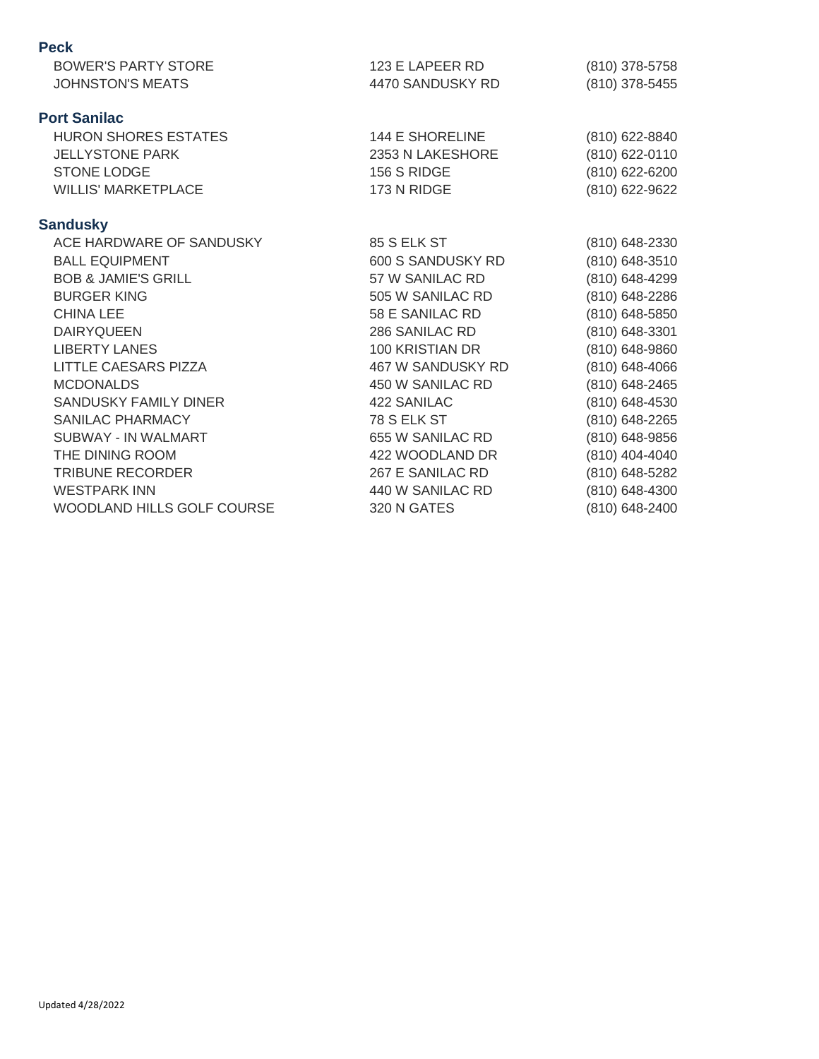## Peck

| | | |
|---|---|---|
| BOWER'S PARTY STORE | 123 E LAPEER RD | (810) 378-5758 |
| JOHNSTON'S MEATS | 4470 SANDUSKY RD | (810) 378-5455 |

## Port Sanilac

| | | |
|---|---|---|
| HURON SHORES ESTATES | 144 E SHORELINE | (810) 622-8840 |
| JELLYSTONE PARK | 2353 N LAKESHORE | (810) 622-0110 |
| STONE LODGE | 156 S RIDGE | (810) 622-6200 |
| WILLIS' MARKETPLACE | 173 N RIDGE | (810) 622-9622 |

## Sandusky

| | | |
|---|---|---|
| ACE HARDWARE OF SANDUSKY | 85 S ELK ST | (810) 648-2330 |
| BALL EQUIPMENT | 600 S SANDUSKY RD | (810) 648-3510 |
| BOB & JAMIE'S GRILL | 57 W SANILAC RD | (810) 648-4299 |
| BURGER KING | 505 W SANILAC RD | (810) 648-2286 |
| CHINA LEE | 58 E SANILAC RD | (810) 648-5850 |
| DAIRYQUEEN | 286 SANILAC RD | (810) 648-3301 |
| LIBERTY LANES | 100 KRISTIAN DR | (810) 648-9860 |
| LITTLE CAESARS PIZZA | 467 W SANDUSKY RD | (810) 648-4066 |
| MCDONALDS | 450 W SANILAC RD | (810) 648-2465 |
| SANDUSKY FAMILY DINER | 422 SANILAC | (810) 648-4530 |
| SANILAC PHARMACY | 78 S ELK ST | (810) 648-2265 |
| SUBWAY - IN WALMART | 655 W SANILAC RD | (810) 648-9856 |
| THE DINING ROOM | 422 WOODLAND DR | (810) 404-4040 |
| TRIBUNE RECORDER | 267 E SANILAC RD | (810) 648-5282 |
| WESTPARK INN | 440 W SANILAC RD | (810) 648-4300 |
| WOODLAND HILLS GOLF COURSE | 320 N GATES | (810) 648-2400 |

Updated 4/28/2022